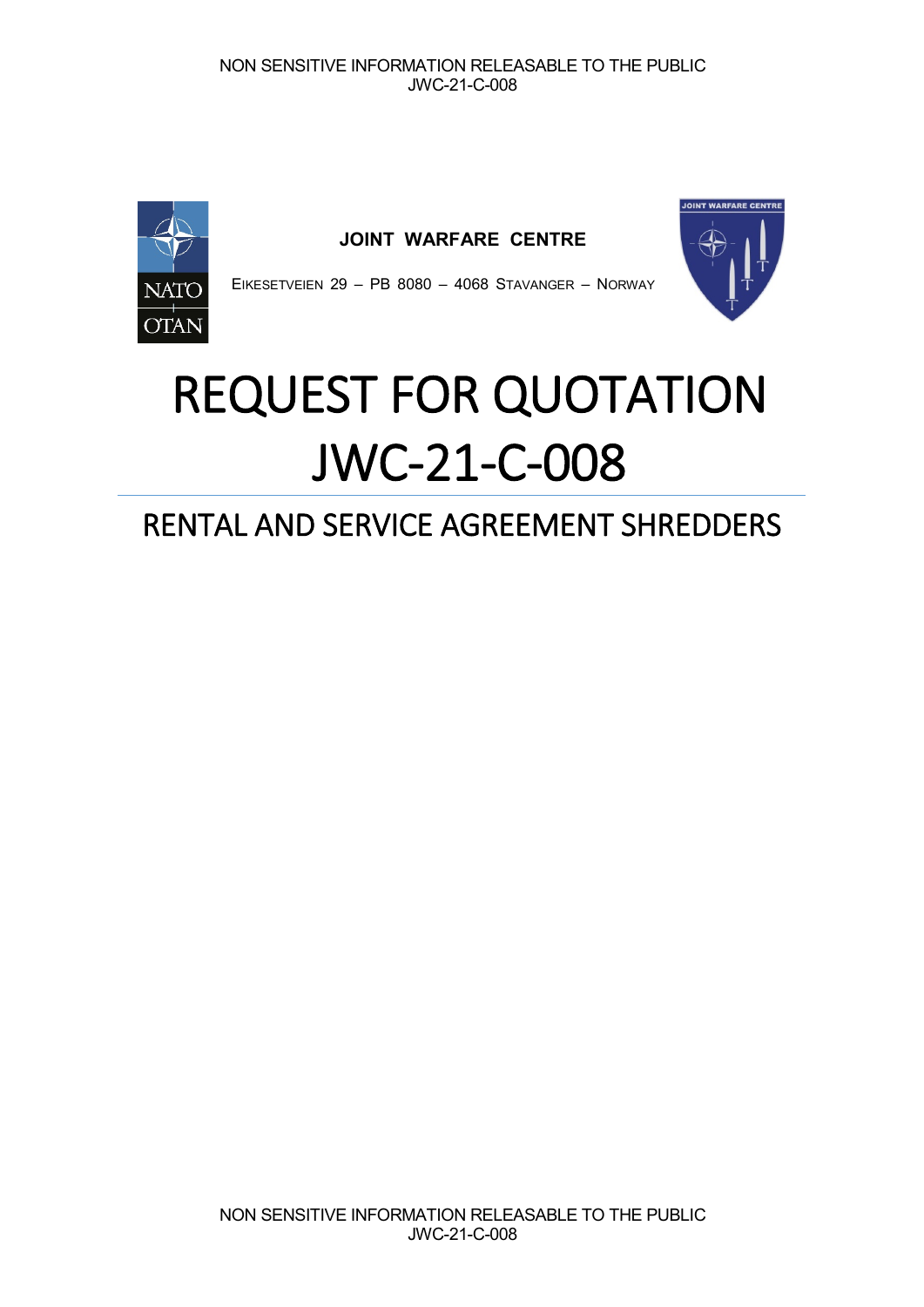**JOINT WARFARE CENTRE**

EIKESETVEIEN 29 – PB 8080 – 4068 STAVANGER – NORWAY

# REQUEST FOR QUOTATION JWC-21-C-008

## RENTAL AND SERVICE AGREEMENT SHREDDERS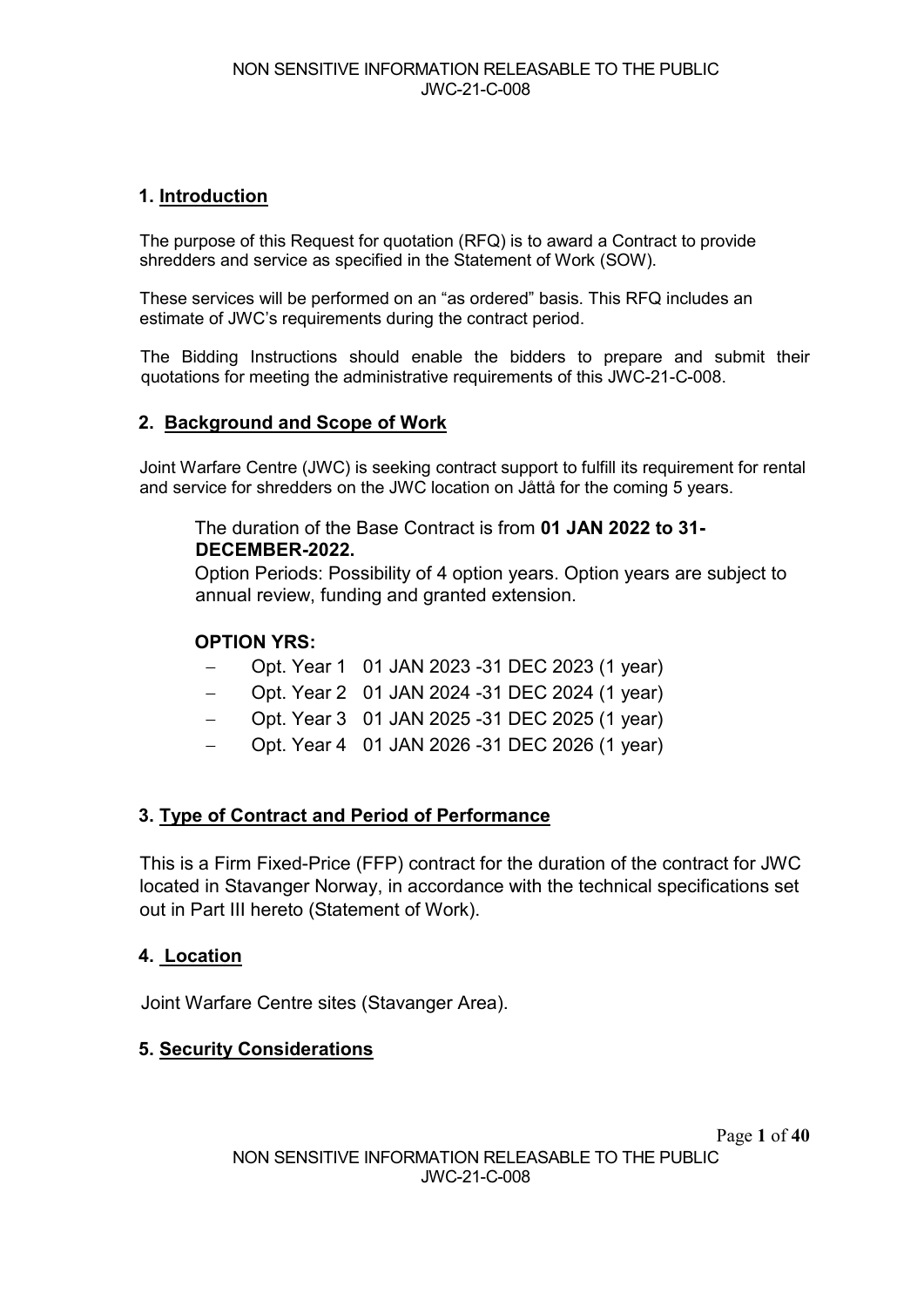## 1. Introduction

The purpose of this Request for quotation (RFQ) is to award a Contract to provide shredders and service as specified in the Statement of Work (SOW).

These services will be performed on an "as ordered" basis. This RFQ includes an estimate of JWC's requirements during the contract period.

The Bidding Instructions should enable the bidders to prepare and submit their quotations for meeting the administrative requirements of this JWC-21-C-008.

## 2. Background and Scope of Work

Joint Warfare Centre (JWC) is seeking contract support to fulfill its requirement for rental and service for shredders on the JWC location on Jåttå for the coming 5 years.

The duration of the Base Contract is from **01 JAN 2022 to 31-DECEMBER-2022.**

Option Periods: Possibility of 4 option years. Option years are subject to annual review, funding and granted extension.

**OPTION YRS:**

- Opt. Year 1 01 JAN 2023 -31 DEC 2023 (1 year)
- Opt. Year 2 01 JAN 2024 -31 DEC 2024 (1 year)
- Opt. Year 3 01 JAN 2025 -31 DEC 2025 (1 year)
- Opt. Year 4 01 JAN 2026 -31 DEC 2026 (1 year)

## 3. Type of Contract and Period of Performance

This is a Firm Fixed-Price (FFP) contract for the duration of the contract for JWC located in Stavanger Norway, in accordance with the technical specifications set out in Part III hereto (Statement of Work).

## 4. Location

Joint Warfare Centre sites (Stavanger Area).

## 5. Security Considerations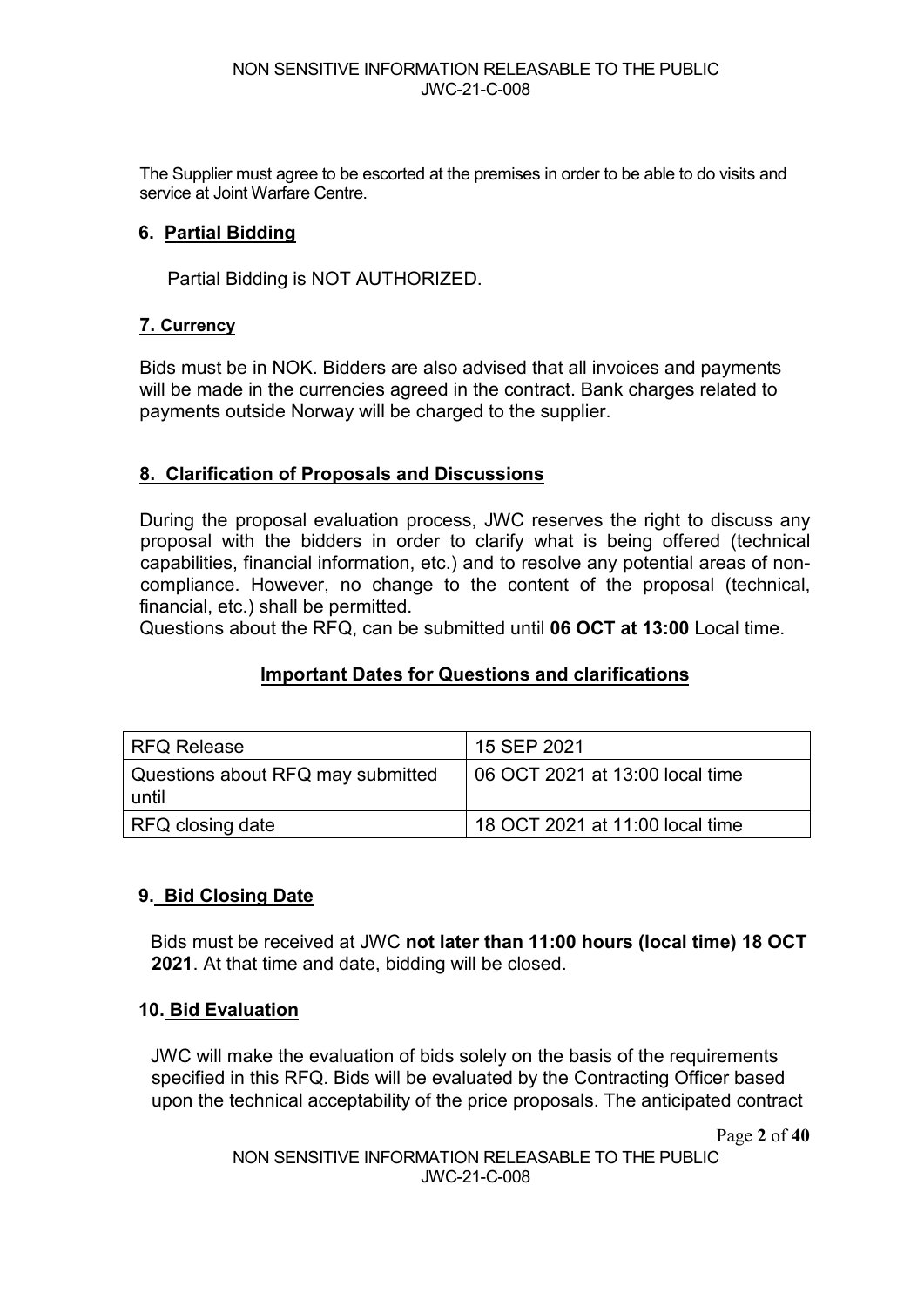The Supplier must agree to be escorted at the premises in order to be able to do visits and service at Joint Warfare Centre.

## 6. Partial Bidding

Partial Bidding is NOT AUTHORIZED.

## 7. Currency

Bids must be in NOK. Bidders are also advised that all invoices and payments will be made in the currencies agreed in the contract. Bank charges related to payments outside Norway will be charged to the supplier.

## 8. Clarification of Proposals and Discussions

During the proposal evaluation process, JWC reserves the right to discuss any proposal with the bidders in order to clarify what is being offered (technical capabilities, financial information, etc.) and to resolve any potential areas of non-compliance. However, no change to the content of the proposal (technical, financial, etc.) shall be permitted.

Questions about the RFQ, can be submitted until **06 OCT at 13:00** Local time.

### Important Dates for Questions and clarifications

| RFQ Release | 15 SEP 2021 |
|---|---|
| Questions about RFQ may submitted until | 06 OCT 2021 at 13:00 local time |
| RFQ closing date | 18 OCT 2021 at 11:00 local time |

## 9. Bid Closing Date

Bids must be received at JWC **not later than 11:00 hours (local time) 18 OCT 2021**. At that time and date, bidding will be closed.

## 10. Bid Evaluation

JWC will make the evaluation of bids solely on the basis of the requirements specified in this RFQ. Bids will be evaluated by the Contracting Officer based upon the technical acceptability of the price proposals. The anticipated contract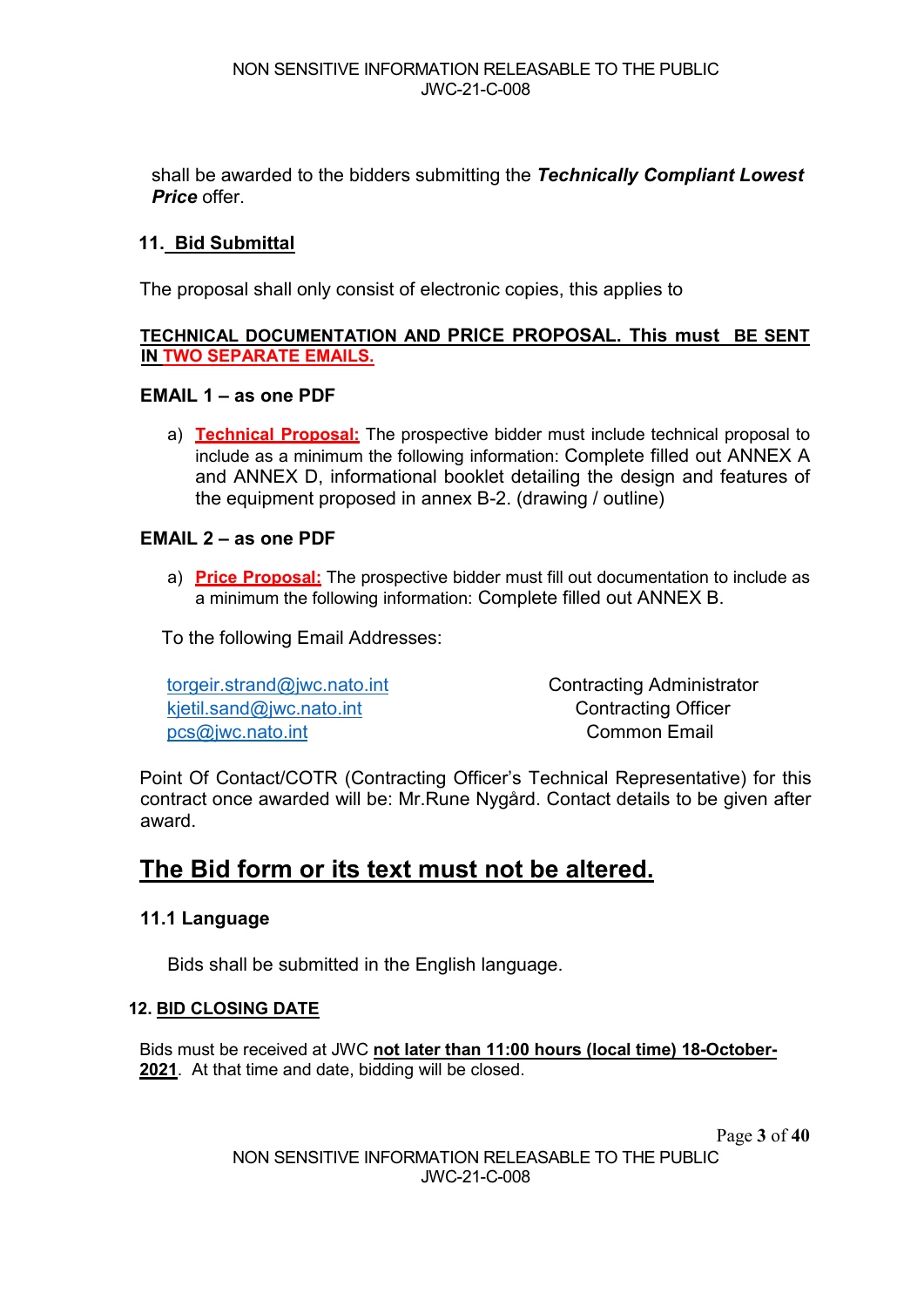shall be awarded to the bidders submitting the ***Technically Compliant Lowest Price*** offer.

## 11. Bid Submittal

The proposal shall only consist of electronic copies, this applies to

**TECHNICAL DOCUMENTATION AND PRICE PROPOSAL. This must BE SENT IN TWO SEPARATE EMAILS.**

**EMAIL 1 – as one PDF**

a) **Technical Proposal:** The prospective bidder must include technical proposal to include as a minimum the following information: Complete filled out ANNEX A and ANNEX D, informational booklet detailing the design and features of the equipment proposed in annex B-2. (drawing / outline)

**EMAIL 2 – as one PDF**

a) **Price Proposal:** The prospective bidder must fill out documentation to include as a minimum the following information: Complete filled out ANNEX B.

To the following Email Addresses:

| | |
|---|---|
| torgeir.strand@jwc.nato.int | Contracting Administrator |
| kjetil.sand@jwc.nato.int | Contracting Officer |
| pcs@jwc.nato.int | Common Email |

Point Of Contact/COTR (Contracting Officer's Technical Representative) for this contract once awarded will be: Mr.Rune Nygård. Contact details to be given after award.

# The Bid form or its text must not be altered.

### 11.1 Language

Bids shall be submitted in the English language.

## 12. BID CLOSING DATE

Bids must be received at JWC **not later than 11:00 hours (local time) 18-October-2021**. At that time and date, bidding will be closed.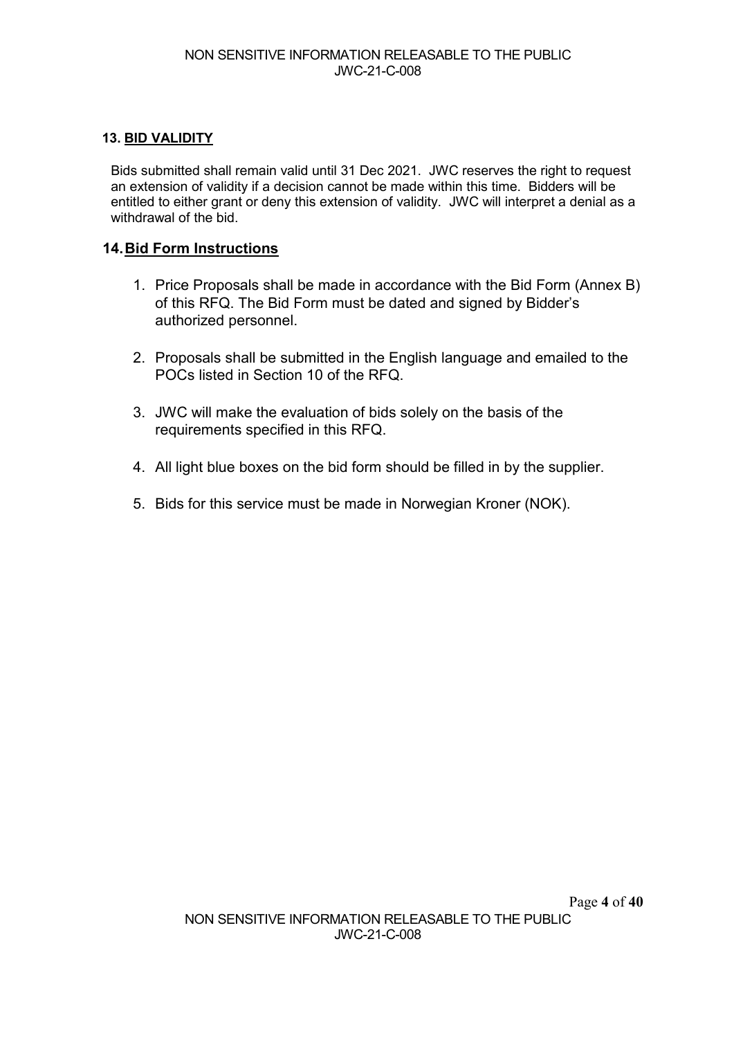## 13. BID VALIDITY

Bids submitted shall remain valid until 31 Dec 2021. JWC reserves the right to request an extension of validity if a decision cannot be made within this time. Bidders will be entitled to either grant or deny this extension of validity. JWC will interpret a denial as a withdrawal of the bid.

## 14. Bid Form Instructions

1. Price Proposals shall be made in accordance with the Bid Form (Annex B) of this RFQ. The Bid Form must be dated and signed by Bidder's authorized personnel.

2. Proposals shall be submitted in the English language and emailed to the POCs listed in Section 10 of the RFQ.

3. JWC will make the evaluation of bids solely on the basis of the requirements specified in this RFQ.

4. All light blue boxes on the bid form should be filled in by the supplier.

5. Bids for this service must be made in Norwegian Kroner (NOK).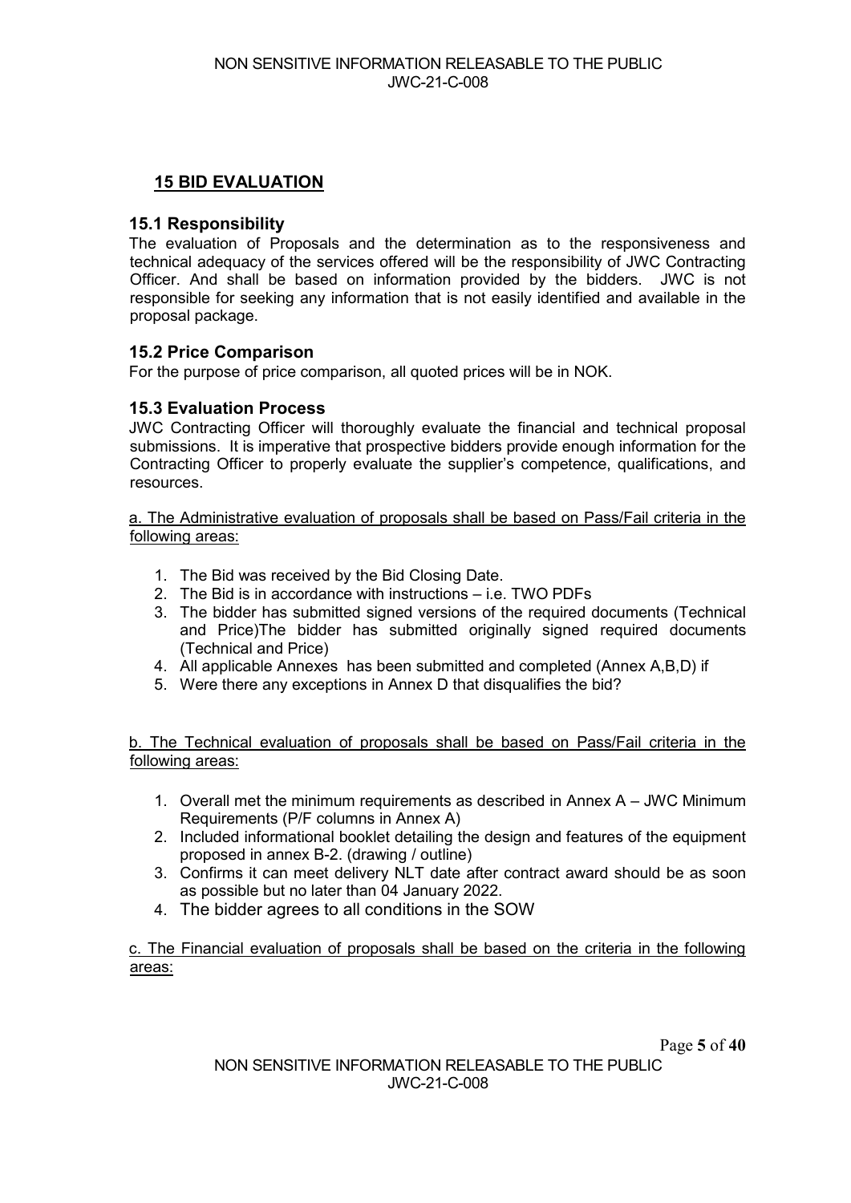## 15 BID EVALUATION

### 15.1 Responsibility

The evaluation of Proposals and the determination as to the responsiveness and technical adequacy of the services offered will be the responsibility of JWC Contracting Officer. And shall be based on information provided by the bidders. JWC is not responsible for seeking any information that is not easily identified and available in the proposal package.

### 15.2 Price Comparison

For the purpose of price comparison, all quoted prices will be in NOK.

### 15.3 Evaluation Process

JWC Contracting Officer will thoroughly evaluate the financial and technical proposal submissions. It is imperative that prospective bidders provide enough information for the Contracting Officer to properly evaluate the supplier's competence, qualifications, and resources.

a. The Administrative evaluation of proposals shall be based on Pass/Fail criteria in the following areas:

1. The Bid was received by the Bid Closing Date.
2. The Bid is in accordance with instructions – i.e. TWO PDFs
3. The bidder has submitted signed versions of the required documents (Technical and Price)The bidder has submitted originally signed required documents (Technical and Price)
4. All applicable Annexes has been submitted and completed (Annex A,B,D) if
5. Were there any exceptions in Annex D that disqualifies the bid?

b. The Technical evaluation of proposals shall be based on Pass/Fail criteria in the following areas:

1. Overall met the minimum requirements as described in Annex A – JWC Minimum Requirements (P/F columns in Annex A)
2. Included informational booklet detailing the design and features of the equipment proposed in annex B-2. (drawing / outline)
3. Confirms it can meet delivery NLT date after contract award should be as soon as possible but no later than 04 January 2022.
4. The bidder agrees to all conditions in the SOW

c. The Financial evaluation of proposals shall be based on the criteria in the following areas: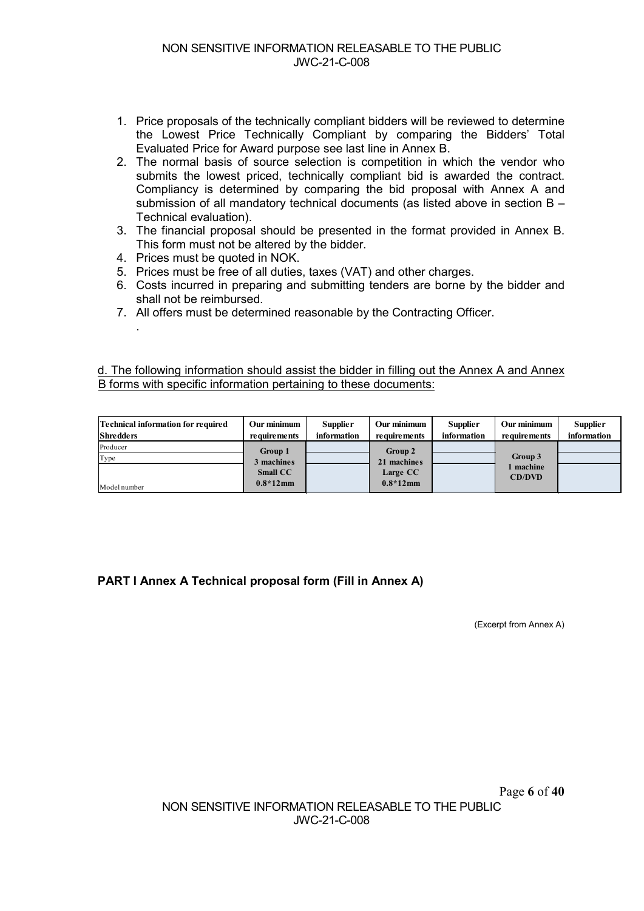1. Price proposals of the technically compliant bidders will be reviewed to determine the Lowest Price Technically Compliant by comparing the Bidders' Total Evaluated Price for Award purpose see last line in Annex B.
2. The normal basis of source selection is competition in which the vendor who submits the lowest priced, technically compliant bid is awarded the contract. Compliancy is determined by comparing the bid proposal with Annex A and submission of all mandatory technical documents (as listed above in section B – Technical evaluation).
3. The financial proposal should be presented in the format provided in Annex B. This form must not be altered by the bidder.
4. Prices must be quoted in NOK.
5. Prices must be free of all duties, taxes (VAT) and other charges.
6. Costs incurred in preparing and submitting tenders are borne by the bidder and shall not be reimbursed.
7. All offers must be determined reasonable by the Contracting Officer.

.

d. The following information should assist the bidder in filling out the Annex A and Annex B forms with specific information pertaining to these documents:

| Technical information for required Shredders | Our minimum requirements | Supplier information | Our minimum requirements | Supplier information | Our minimum requirements | Supplier information |
|---|---|---|---|---|---|---|
| Producer | Group 1 3 machines Small CC 0.8*12mm | | Group 2 21 machines Large CC 0.8*12mm | | Group 3 1 machine CD/DVD | |
| Type | | | | | | |
| Model number | | | | | | |

**PART I Annex A Technical proposal form (Fill in Annex A)**

(Excerpt from Annex A)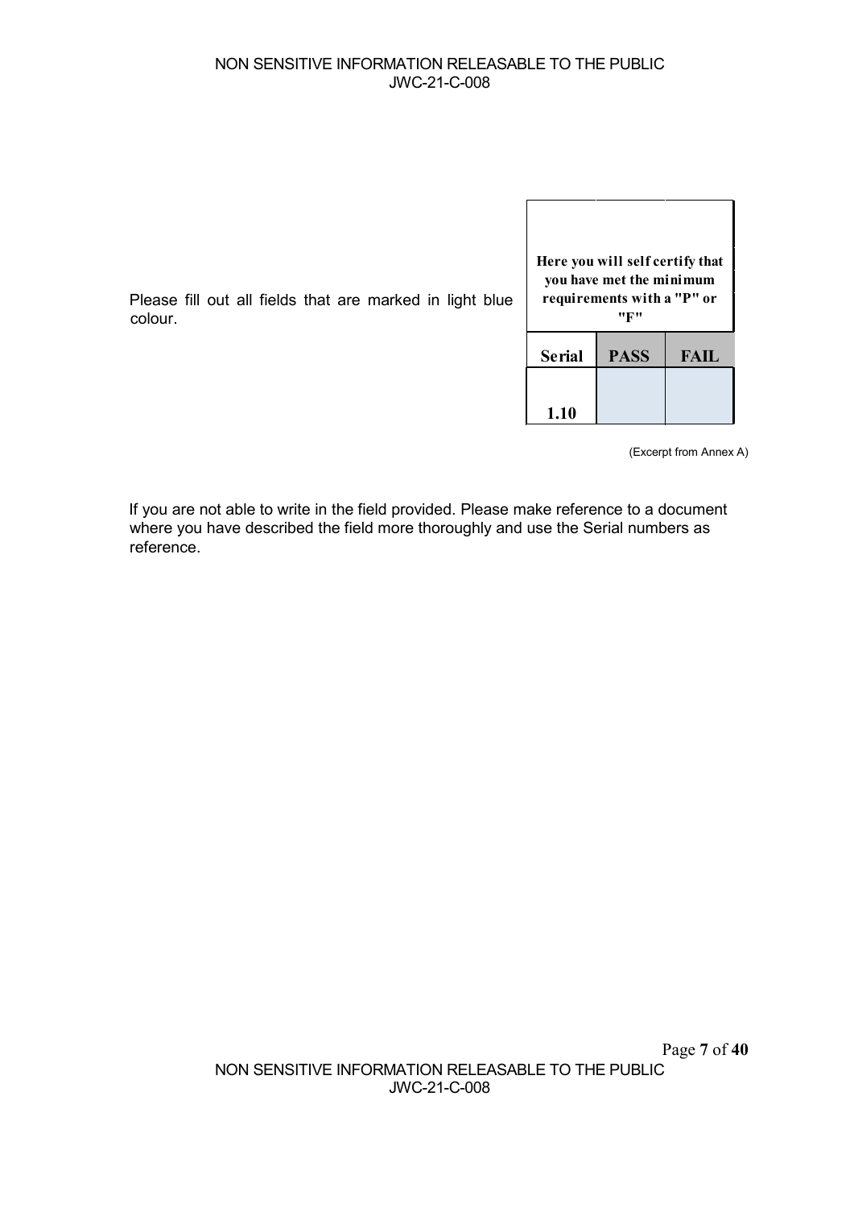Please fill out all fields that are marked in light blue colour.

| Here you will self certify that you have met the minimum requirements with a "P" or "F" | | |
|---|---|---|
| **Serial** | **PASS** | **FAIL** |
| **1.10** | | |

(Excerpt from Annex A)

If you are not able to write in the field provided. Please make reference to a document where you have described the field more thoroughly and use the Serial numbers as reference.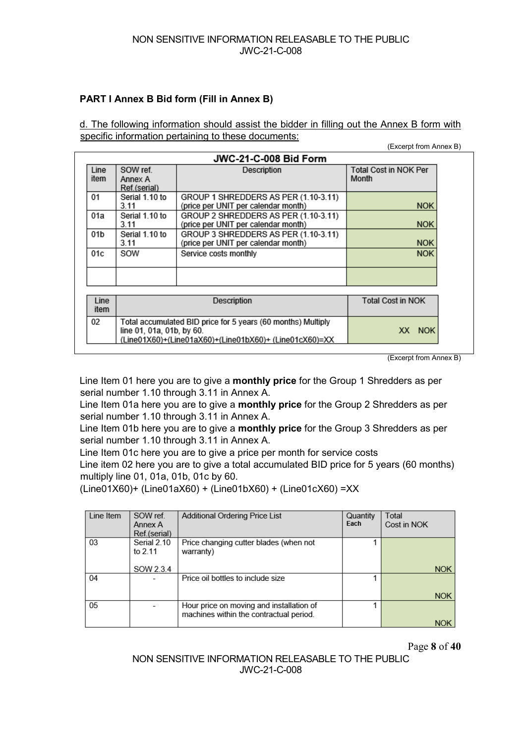**PART I Annex B Bid form (Fill in Annex B)**

d. The following information should assist the bidder in filling out the Annex B form with specific information pertaining to these documents:

(Excerpt from Annex B)

**JWC-21-C-008 Bid Form**

| Line item | SOW ref. Annex A Ref.(serial) | Description | Total Cost in NOK Per Month |
|---|---|---|---|
| 01 | Serial 1.10 to 3.11 | GROUP 1 SHREDDERS AS PER (1.10-3.11) (price per UNIT per calendar month) | NOK |
| 01a | Serial 1.10 to 3.11 | GROUP 2 SHREDDERS AS PER (1.10-3.11) (price per UNIT per calendar month) | NOK |
| 01b | Serial 1.10 to 3.11 | GROUP 3 SHREDDERS AS PER (1.10-3.11) (price per UNIT per calendar month) | NOK |
| 01c | SOW | Service costs monthly | NOK |
| | | | |

| Line item | Description | Total Cost in NOK |
|---|---|---|
| 02 | Total accumulated BID price for 5 years (60 months) Multiply line 01, 01a, 01b, by 60. (Line01X60)+(Line01aX60)+(Line01bX60)+ (Line01cX60)=XX | XX NOK |

(Excerpt from Annex B)

Line Item 01 here you are to give a **monthly price** for the Group 1 Shredders as per serial number 1.10 through 3.11 in Annex A.
Line Item 01a here you are to give a **monthly price** for the Group 2 Shredders as per serial number 1.10 through 3.11 in Annex A.
Line Item 01b here you are to give a **monthly price** for the Group 3 Shredders as per serial number 1.10 through 3.11 in Annex A.
Line Item 01c here you are to give a price per month for service costs
Line item 02 here you are to give a total accumulated BID price for 5 years (60 months) multiply line 01, 01a, 01b, 01c by 60.
(Line01X60)+ (Line01aX60) + (Line01bX60) + (Line01cX60) =XX

| Line Item | SOW ref. Annex A Ref.(serial) | Additional Ordering Price List | Quantity Each | Total Cost in NOK |
|---|---|---|---|---|
| 03 | Serial 2.10 to 2.11<br><br>SOW 2.3.4 | Price changing cutter blades (when not warranty) | 1 | NOK |
| 04 | - | Price oil bottles to include size | 1 | NOK |
| 05 | - | Hour price on moving and installation of machines within the contractual period. | 1 | NOK |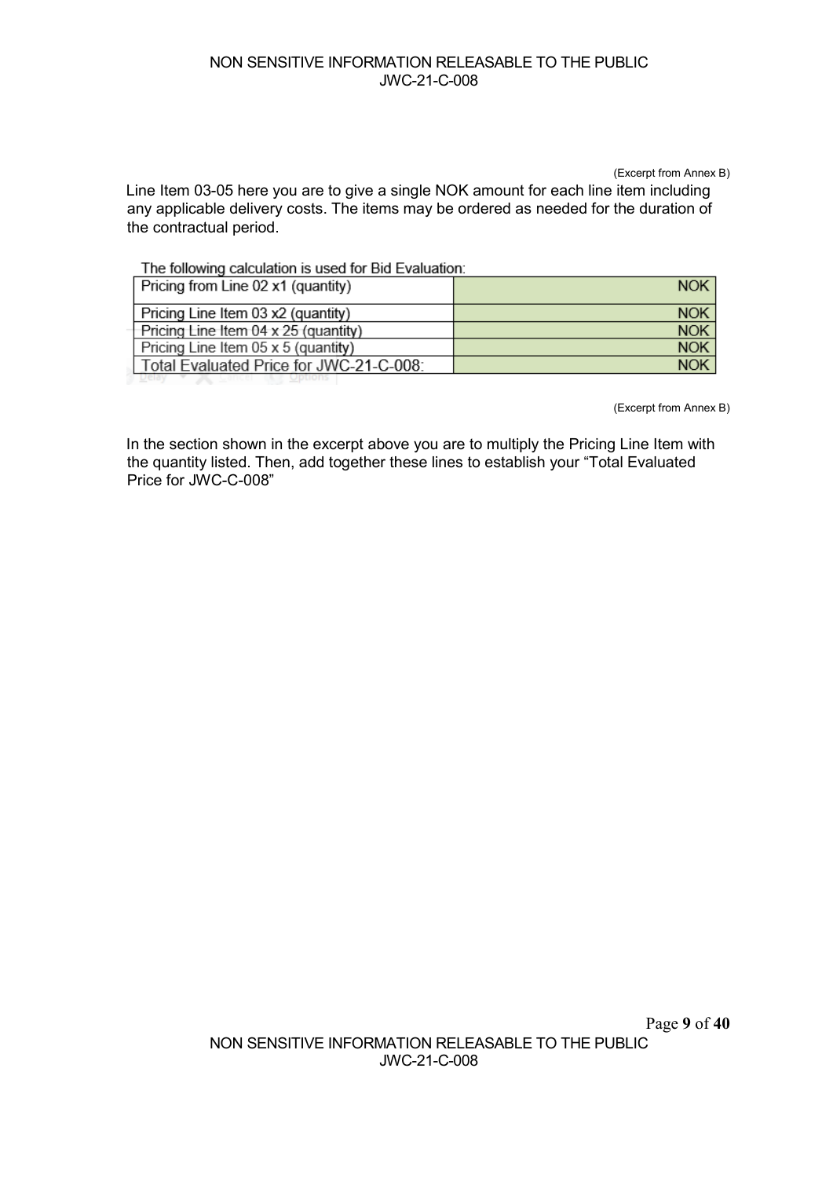(Excerpt from Annex B)

Line Item 03-05 here you are to give a single NOK amount for each line item including any applicable delivery costs. The items may be ordered as needed for the duration of the contractual period.

The following calculation is used for Bid Evaluation:

| | |
|---|---|
| Pricing from Line 02 x1 (quantity) | NOK |
| Pricing Line Item 03 x2 (quantity) | NOK |
| Pricing Line Item 04 x 25 (quantity) | NOK |
| Pricing Line Item 05 x 5 (quantity) | NOK |
| Total Evaluated Price for JWC-21-C-008: | NOK |

(Excerpt from Annex B)

In the section shown in the excerpt above you are to multiply the Pricing Line Item with the quantity listed. Then, add together these lines to establish your "Total Evaluated Price for JWC-C-008"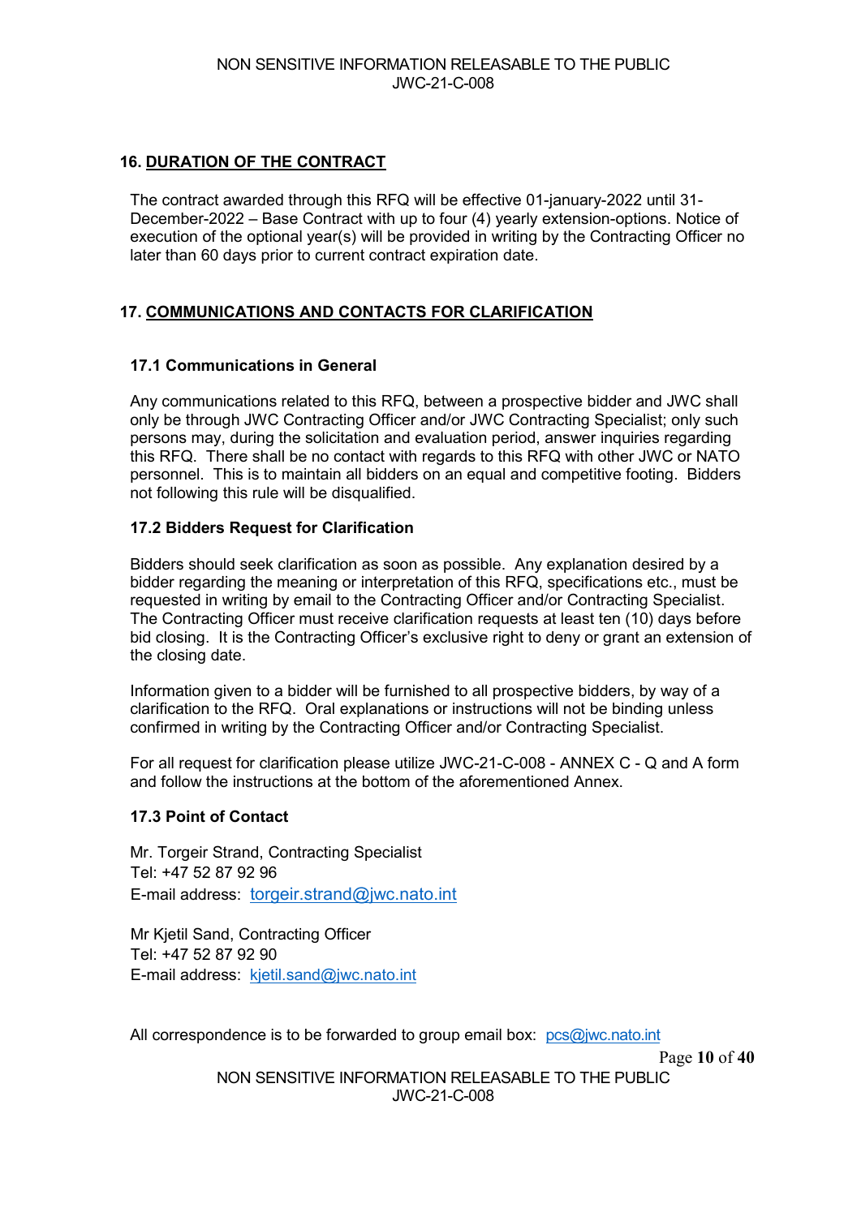## 16. DURATION OF THE CONTRACT

The contract awarded through this RFQ will be effective 01-january-2022 until 31-December-2022 – Base Contract with up to four (4) yearly extension-options. Notice of execution of the optional year(s) will be provided in writing by the Contracting Officer no later than 60 days prior to current contract expiration date.

## 17. COMMUNICATIONS AND CONTACTS FOR CLARIFICATION

### 17.1 Communications in General

Any communications related to this RFQ, between a prospective bidder and JWC shall only be through JWC Contracting Officer and/or JWC Contracting Specialist; only such persons may, during the solicitation and evaluation period, answer inquiries regarding this RFQ. There shall be no contact with regards to this RFQ with other JWC or NATO personnel. This is to maintain all bidders on an equal and competitive footing. Bidders not following this rule will be disqualified.

### 17.2 Bidders Request for Clarification

Bidders should seek clarification as soon as possible. Any explanation desired by a bidder regarding the meaning or interpretation of this RFQ, specifications etc., must be requested in writing by email to the Contracting Officer and/or Contracting Specialist. The Contracting Officer must receive clarification requests at least ten (10) days before bid closing. It is the Contracting Officer's exclusive right to deny or grant an extension of the closing date.

Information given to a bidder will be furnished to all prospective bidders, by way of a clarification to the RFQ. Oral explanations or instructions will not be binding unless confirmed in writing by the Contracting Officer and/or Contracting Specialist.

For all request for clarification please utilize JWC-21-C-008 - ANNEX C - Q and A form and follow the instructions at the bottom of the aforementioned Annex.

### 17.3 Point of Contact

Mr. Torgeir Strand, Contracting Specialist
Tel: +47 52 87 92 96
E-mail address: torgeir.strand@jwc.nato.int

Mr Kjetil Sand, Contracting Officer
Tel: +47 52 87 92 90
E-mail address: kjetil.sand@jwc.nato.int

All correspondence is to be forwarded to group email box: pcs@jwc.nato.int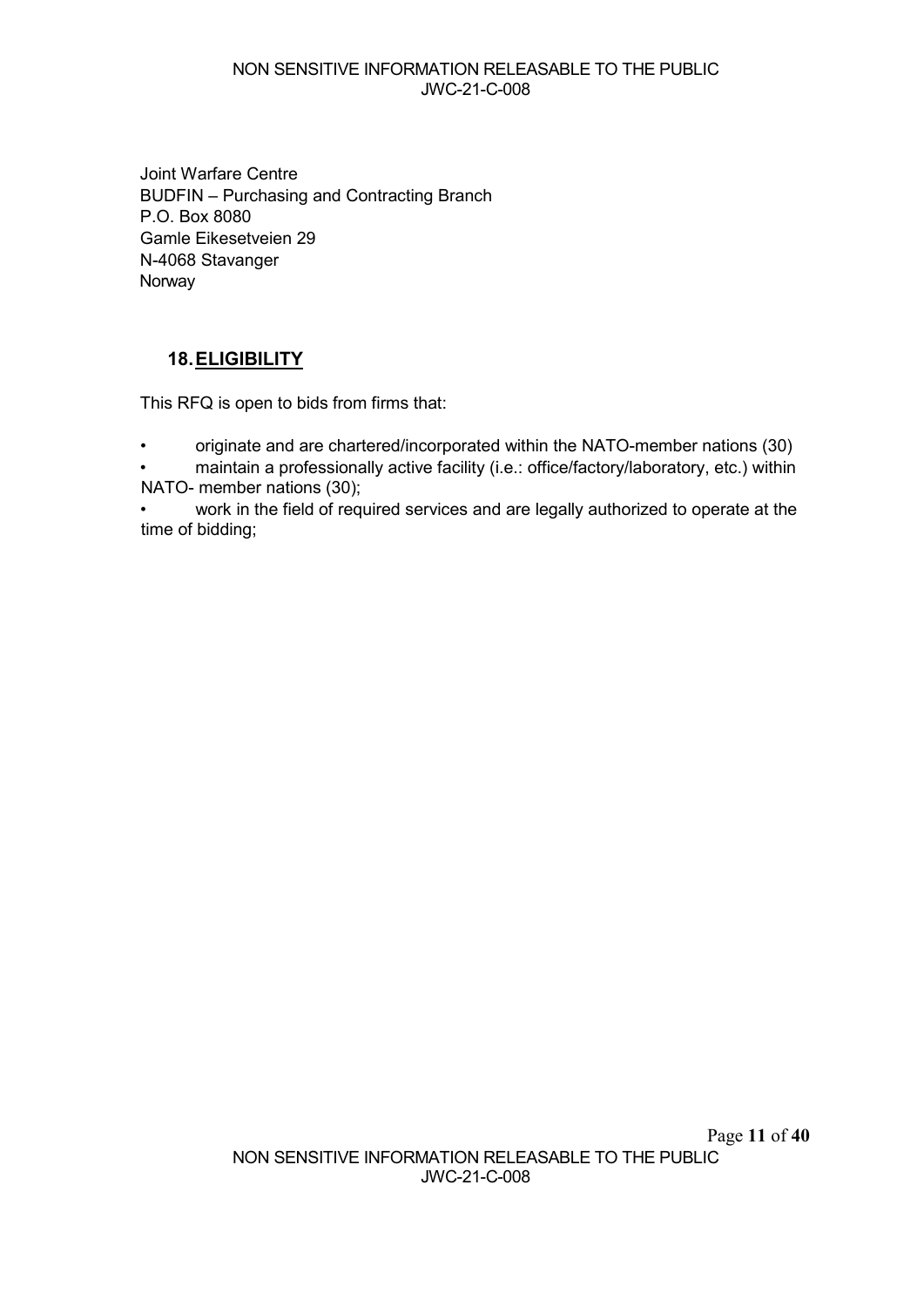Joint Warfare Centre
BUDFIN – Purchasing and Contracting Branch
P.O. Box 8080
Gamle Eikesetveien 29
N-4068 Stavanger
Norway

## 18. ELIGIBILITY

This RFQ is open to bids from firms that:

- originate and are chartered/incorporated within the NATO-member nations (30)
- maintain a professionally active facility (i.e.: office/factory/laboratory, etc.) within NATO- member nations (30);
- work in the field of required services and are legally authorized to operate at the time of bidding;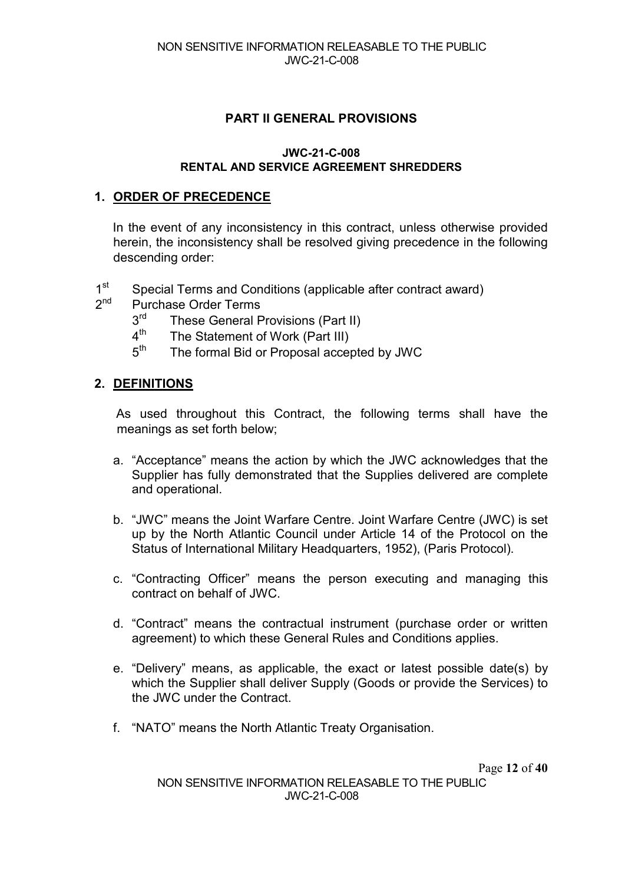# PART II GENERAL PROVISIONS

### JWC-21-C-008
### RENTAL AND SERVICE AGREEMENT SHREDDERS

## 1. ORDER OF PRECEDENCE

In the event of any inconsistency in this contract, unless otherwise provided herein, the inconsistency shall be resolved giving precedence in the following descending order:

1st Special Terms and Conditions (applicable after contract award)
2nd Purchase Order Terms
3rd These General Provisions (Part II)
4th The Statement of Work (Part III)
5th The formal Bid or Proposal accepted by JWC

## 2. DEFINITIONS

As used throughout this Contract, the following terms shall have the meanings as set forth below;

a. "Acceptance" means the action by which the JWC acknowledges that the Supplier has fully demonstrated that the Supplies delivered are complete and operational.

b. "JWC" means the Joint Warfare Centre. Joint Warfare Centre (JWC) is set up by the North Atlantic Council under Article 14 of the Protocol on the Status of International Military Headquarters, 1952), (Paris Protocol).

c. "Contracting Officer" means the person executing and managing this contract on behalf of JWC.

d. "Contract" means the contractual instrument (purchase order or written agreement) to which these General Rules and Conditions applies.

e. "Delivery" means, as applicable, the exact or latest possible date(s) by which the Supplier shall deliver Supply (Goods or provide the Services) to the JWC under the Contract.

f. "NATO" means the North Atlantic Treaty Organisation.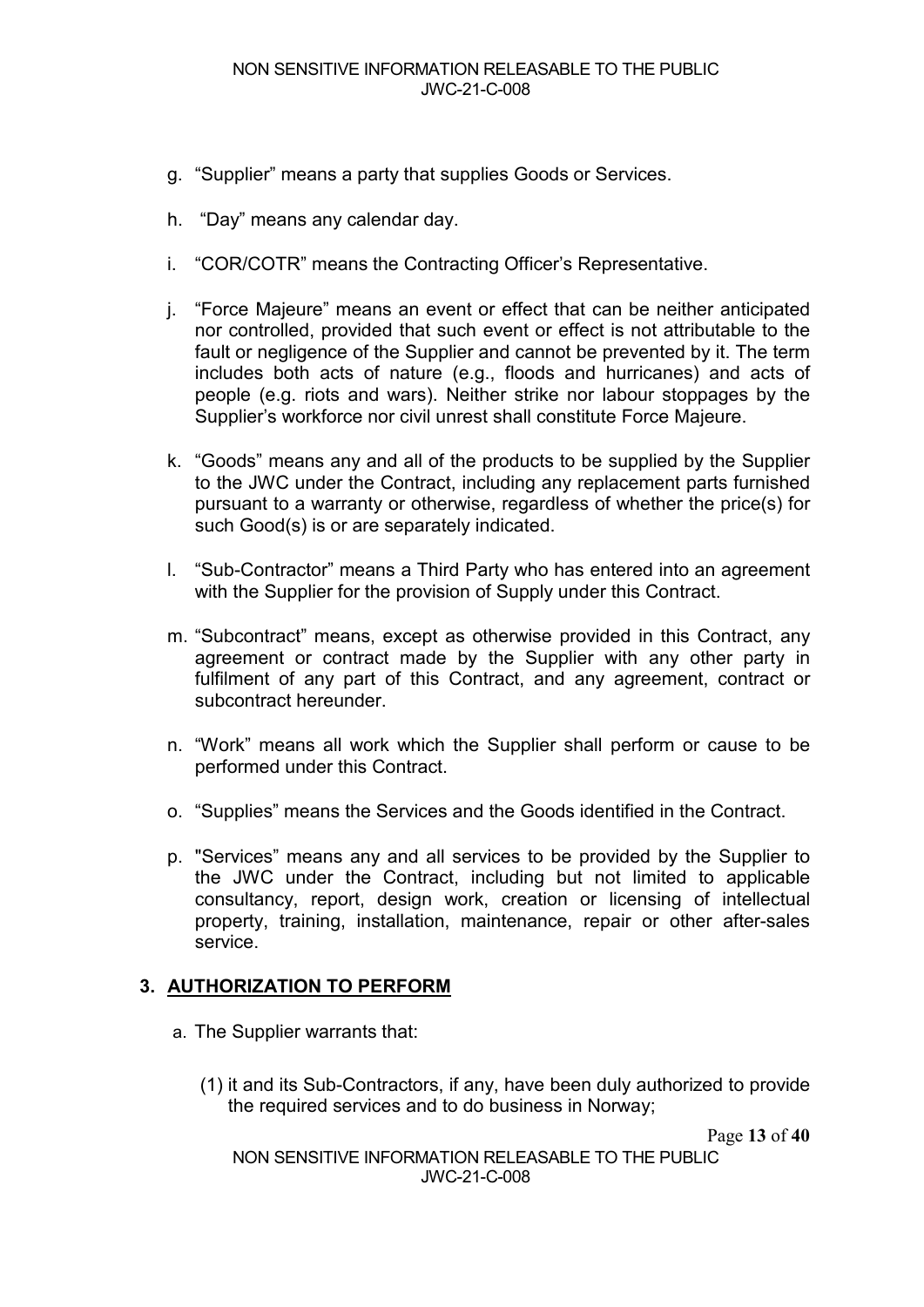g. “Supplier” means a party that supplies Goods or Services.

h. “Day” means any calendar day.

i. “COR/COTR” means the Contracting Officer’s Representative.

j. “Force Majeure” means an event or effect that can be neither anticipated nor controlled, provided that such event or effect is not attributable to the fault or negligence of the Supplier and cannot be prevented by it. The term includes both acts of nature (e.g., floods and hurricanes) and acts of people (e.g. riots and wars). Neither strike nor labour stoppages by the Supplier’s workforce nor civil unrest shall constitute Force Majeure.

k. “Goods” means any and all of the products to be supplied by the Supplier to the JWC under the Contract, including any replacement parts furnished pursuant to a warranty or otherwise, regardless of whether the price(s) for such Good(s) is or are separately indicated.

l. “Sub-Contractor” means a Third Party who has entered into an agreement with the Supplier for the provision of Supply under this Contract.

m. “Subcontract” means, except as otherwise provided in this Contract, any agreement or contract made by the Supplier with any other party in fulfilment of any part of this Contract, and any agreement, contract or subcontract hereunder.

n. “Work” means all work which the Supplier shall perform or cause to be performed under this Contract.

o. “Supplies” means the Services and the Goods identified in the Contract.

p. "Services” means any and all services to be provided by the Supplier to the JWC under the Contract, including but not limited to applicable consultancy, report, design work, creation or licensing of intellectual property, training, installation, maintenance, repair or other after-sales service.

## 3. AUTHORIZATION TO PERFORM

a. The Supplier warrants that:

(1) it and its Sub-Contractors, if any, have been duly authorized to provide the required services and to do business in Norway;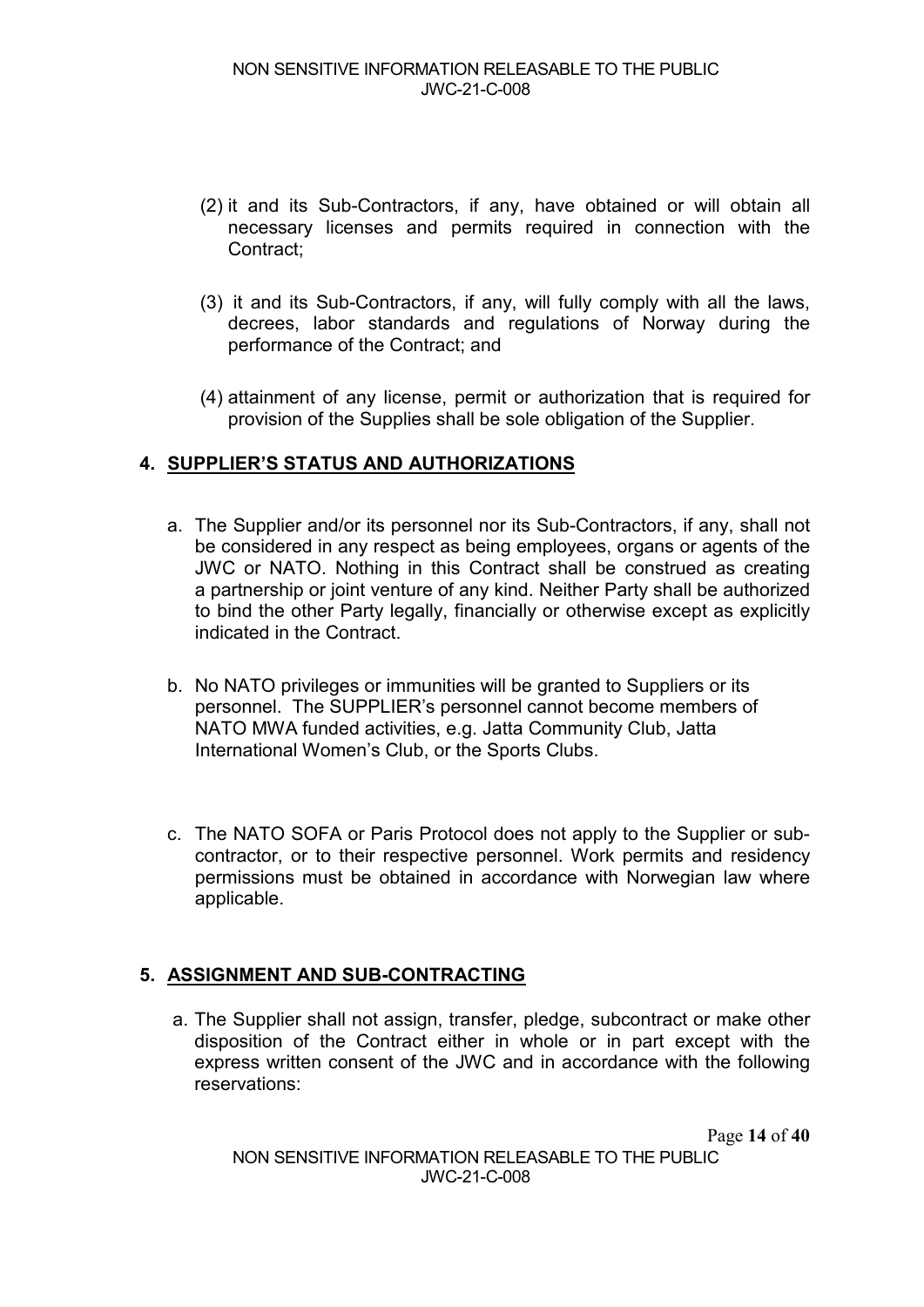(2) it and its Sub-Contractors, if any, have obtained or will obtain all necessary licenses and permits required in connection with the Contract;

(3) it and its Sub-Contractors, if any, will fully comply with all the laws, decrees, labor standards and regulations of Norway during the performance of the Contract; and

(4) attainment of any license, permit or authorization that is required for provision of the Supplies shall be sole obligation of the Supplier.

## 4. SUPPLIER'S STATUS AND AUTHORIZATIONS

a. The Supplier and/or its personnel nor its Sub-Contractors, if any, shall not be considered in any respect as being employees, organs or agents of the JWC or NATO. Nothing in this Contract shall be construed as creating a partnership or joint venture of any kind. Neither Party shall be authorized to bind the other Party legally, financially or otherwise except as explicitly indicated in the Contract.

b. No NATO privileges or immunities will be granted to Suppliers or its personnel. The SUPPLIER's personnel cannot become members of NATO MWA funded activities, e.g. Jatta Community Club, Jatta International Women's Club, or the Sports Clubs.

c. The NATO SOFA or Paris Protocol does not apply to the Supplier or sub-contractor, or to their respective personnel. Work permits and residency permissions must be obtained in accordance with Norwegian law where applicable.

## 5. ASSIGNMENT AND SUB-CONTRACTING

a. The Supplier shall not assign, transfer, pledge, subcontract or make other disposition of the Contract either in whole or in part except with the express written consent of the JWC and in accordance with the following reservations: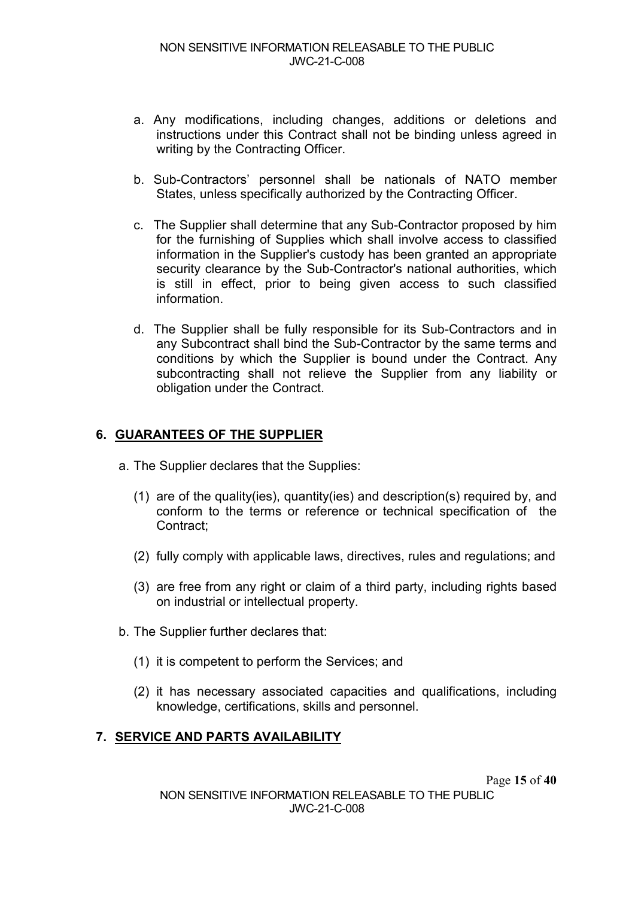a. Any modifications, including changes, additions or deletions and instructions under this Contract shall not be binding unless agreed in writing by the Contracting Officer.

b. Sub-Contractors' personnel shall be nationals of NATO member States, unless specifically authorized by the Contracting Officer.

c. The Supplier shall determine that any Sub-Contractor proposed by him for the furnishing of Supplies which shall involve access to classified information in the Supplier's custody has been granted an appropriate security clearance by the Sub-Contractor's national authorities, which is still in effect, prior to being given access to such classified information.

d. The Supplier shall be fully responsible for its Sub-Contractors and in any Subcontract shall bind the Sub-Contractor by the same terms and conditions by which the Supplier is bound under the Contract. Any subcontracting shall not relieve the Supplier from any liability or obligation under the Contract.

## 6. GUARANTEES OF THE SUPPLIER

a. The Supplier declares that the Supplies:

(1) are of the quality(ies), quantity(ies) and description(s) required by, and conform to the terms or reference or technical specification of the Contract;

(2) fully comply with applicable laws, directives, rules and regulations; and

(3) are free from any right or claim of a third party, including rights based on industrial or intellectual property.

b. The Supplier further declares that:

(1) it is competent to perform the Services; and

(2) it has necessary associated capacities and qualifications, including knowledge, certifications, skills and personnel.

## 7. SERVICE AND PARTS AVAILABILITY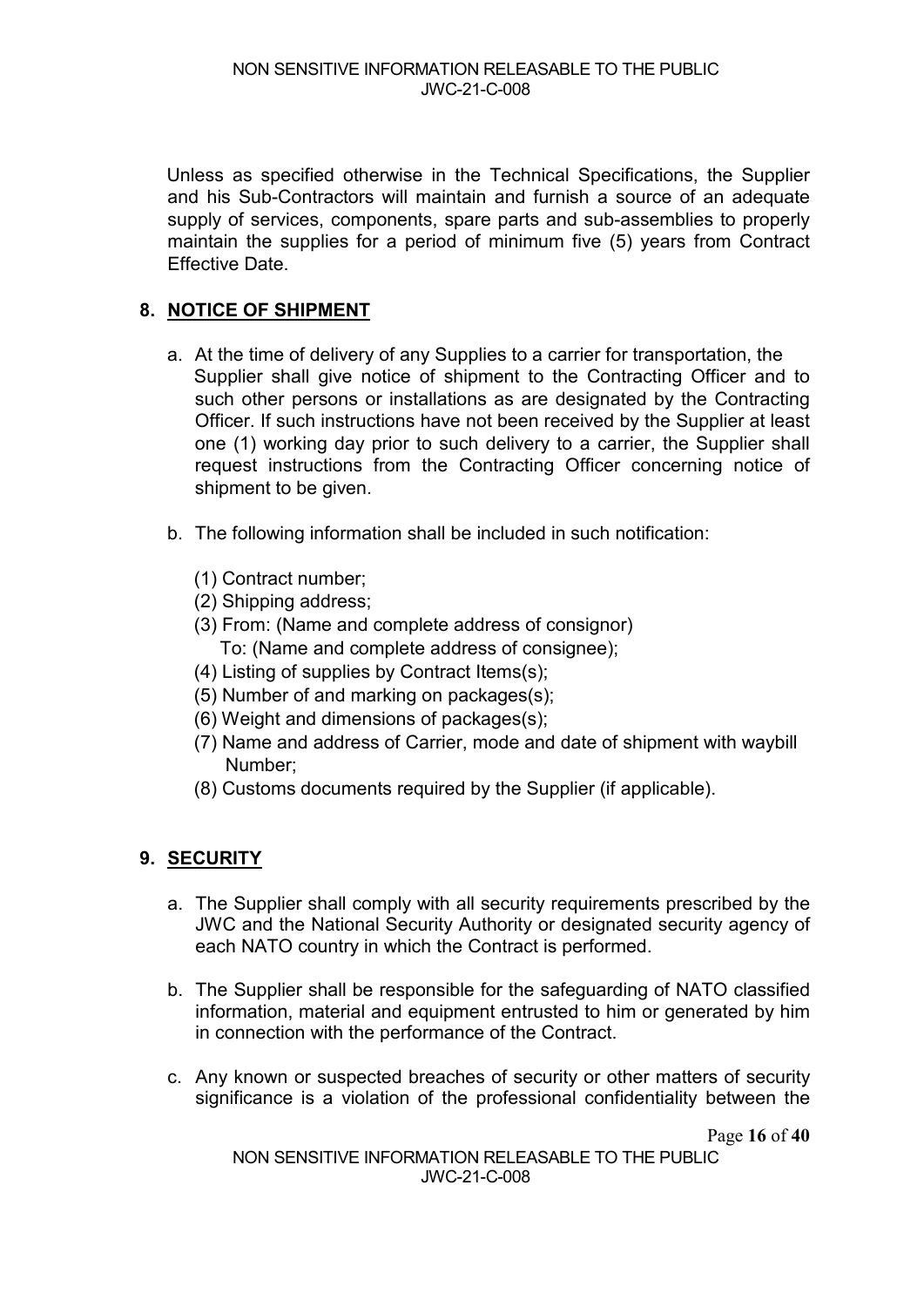Unless as specified otherwise in the Technical Specifications, the Supplier and his Sub-Contractors will maintain and furnish a source of an adequate supply of services, components, spare parts and sub-assemblies to properly maintain the supplies for a period of minimum five (5) years from Contract Effective Date.

## 8. NOTICE OF SHIPMENT

a. At the time of delivery of any Supplies to a carrier for transportation, the Supplier shall give notice of shipment to the Contracting Officer and to such other persons or installations as are designated by the Contracting Officer. If such instructions have not been received by the Supplier at least one (1) working day prior to such delivery to a carrier, the Supplier shall request instructions from the Contracting Officer concerning notice of shipment to be given.

b. The following information shall be included in such notification:

   (1) Contract number;
   (2) Shipping address;
   (3) From: (Name and complete address of consignor)
       To: (Name and complete address of consignee);
   (4) Listing of supplies by Contract Items(s);
   (5) Number of and marking on packages(s);
   (6) Weight and dimensions of packages(s);
   (7) Name and address of Carrier, mode and date of shipment with waybill Number;
   (8) Customs documents required by the Supplier (if applicable).

## 9. SECURITY

a. The Supplier shall comply with all security requirements prescribed by the JWC and the National Security Authority or designated security agency of each NATO country in which the Contract is performed.

b. The Supplier shall be responsible for the safeguarding of NATO classified information, material and equipment entrusted to him or generated by him in connection with the performance of the Contract.

c. Any known or suspected breaches of security or other matters of security significance is a violation of the professional confidentiality between the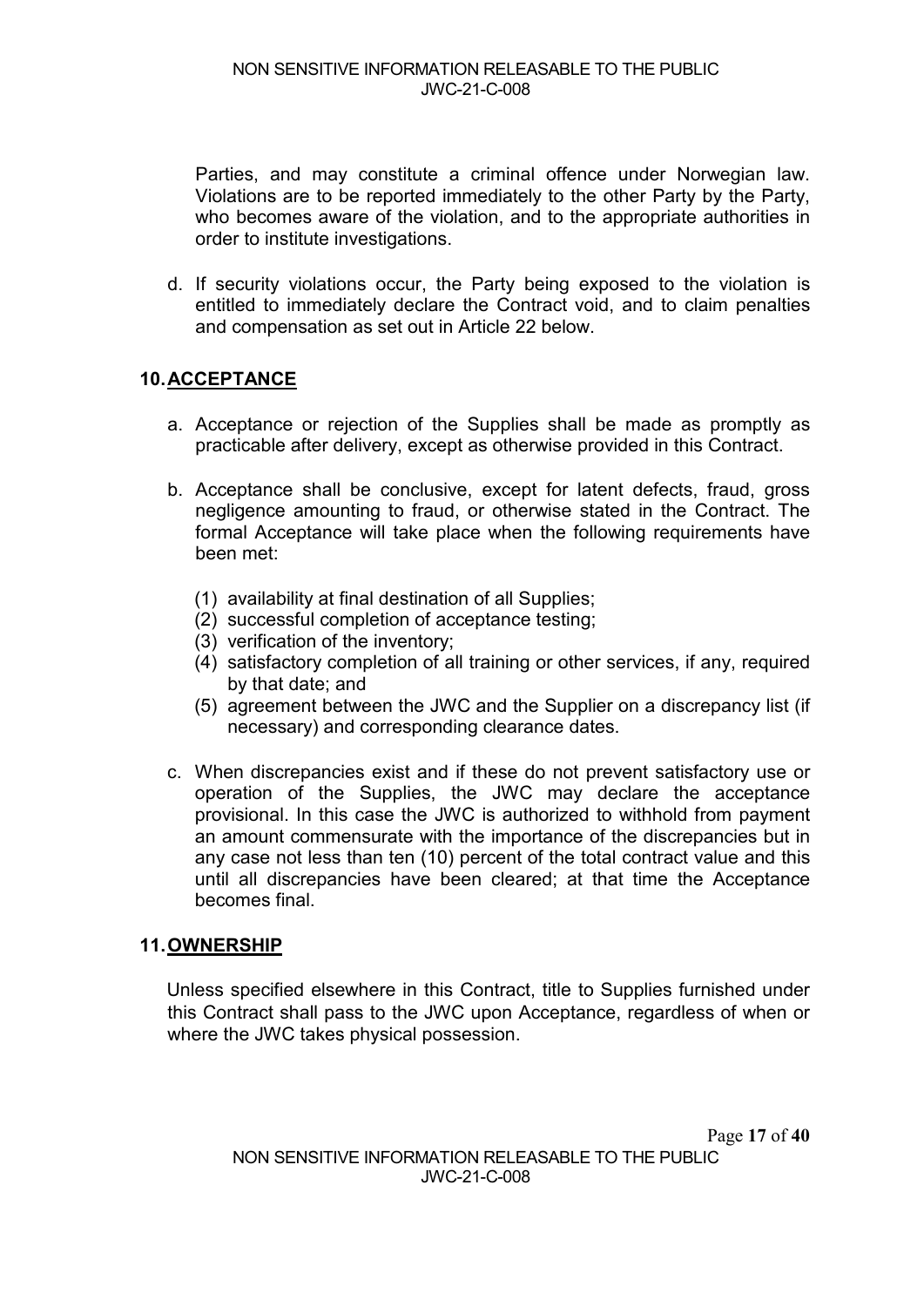Parties, and may constitute a criminal offence under Norwegian law. Violations are to be reported immediately to the other Party by the Party, who becomes aware of the violation, and to the appropriate authorities in order to institute investigations.

d. If security violations occur, the Party being exposed to the violation is entitled to immediately declare the Contract void, and to claim penalties and compensation as set out in Article 22 below.

## 10. ACCEPTANCE

a. Acceptance or rejection of the Supplies shall be made as promptly as practicable after delivery, except as otherwise provided in this Contract.

b. Acceptance shall be conclusive, except for latent defects, fraud, gross negligence amounting to fraud, or otherwise stated in the Contract. The formal Acceptance will take place when the following requirements have been met:

   (1) availability at final destination of all Supplies;
   (2) successful completion of acceptance testing;
   (3) verification of the inventory;
   (4) satisfactory completion of all training or other services, if any, required by that date; and
   (5) agreement between the JWC and the Supplier on a discrepancy list (if necessary) and corresponding clearance dates.

c. When discrepancies exist and if these do not prevent satisfactory use or operation of the Supplies, the JWC may declare the acceptance provisional. In this case the JWC is authorized to withhold from payment an amount commensurate with the importance of the discrepancies but in any case not less than ten (10) percent of the total contract value and this until all discrepancies have been cleared; at that time the Acceptance becomes final.

## 11. OWNERSHIP

Unless specified elsewhere in this Contract, title to Supplies furnished under this Contract shall pass to the JWC upon Acceptance, regardless of when or where the JWC takes physical possession.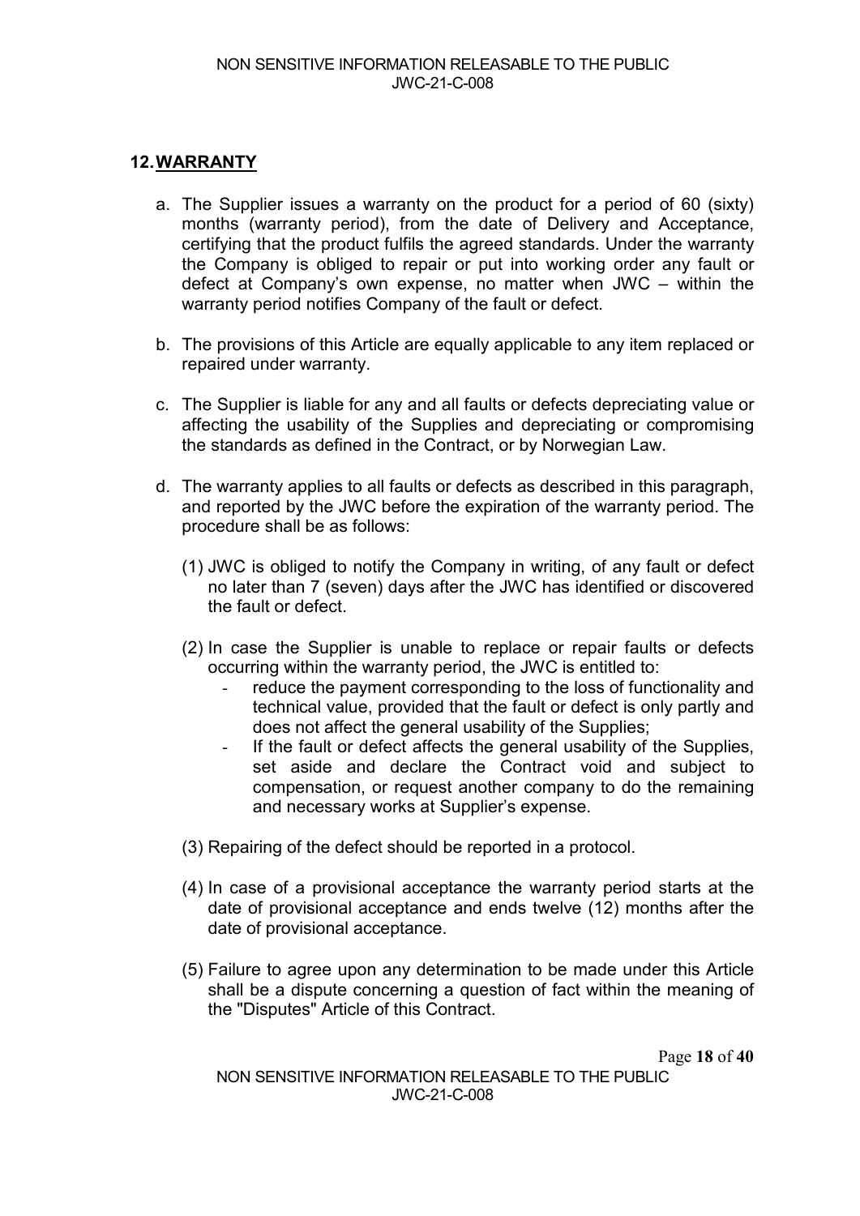## 12. WARRANTY

a. The Supplier issues a warranty on the product for a period of 60 (sixty) months (warranty period), from the date of Delivery and Acceptance, certifying that the product fulfils the agreed standards. Under the warranty the Company is obliged to repair or put into working order any fault or defect at Company's own expense, no matter when JWC – within the warranty period notifies Company of the fault or defect.

b. The provisions of this Article are equally applicable to any item replaced or repaired under warranty.

c. The Supplier is liable for any and all faults or defects depreciating value or affecting the usability of the Supplies and depreciating or compromising the standards as defined in the Contract, or by Norwegian Law.

d. The warranty applies to all faults or defects as described in this paragraph, and reported by the JWC before the expiration of the warranty period. The procedure shall be as follows:

   (1) JWC is obliged to notify the Company in writing, of any fault or defect no later than 7 (seven) days after the JWC has identified or discovered the fault or defect.

   (2) In case the Supplier is unable to replace or repair faults or defects occurring within the warranty period, the JWC is entitled to:
      - reduce the payment corresponding to the loss of functionality and technical value, provided that the fault or defect is only partly and does not affect the general usability of the Supplies;
      - If the fault or defect affects the general usability of the Supplies, set aside and declare the Contract void and subject to compensation, or request another company to do the remaining and necessary works at Supplier's expense.

   (3) Repairing of the defect should be reported in a protocol.

   (4) In case of a provisional acceptance the warranty period starts at the date of provisional acceptance and ends twelve (12) months after the date of provisional acceptance.

   (5) Failure to agree upon any determination to be made under this Article shall be a dispute concerning a question of fact within the meaning of the "Disputes" Article of this Contract.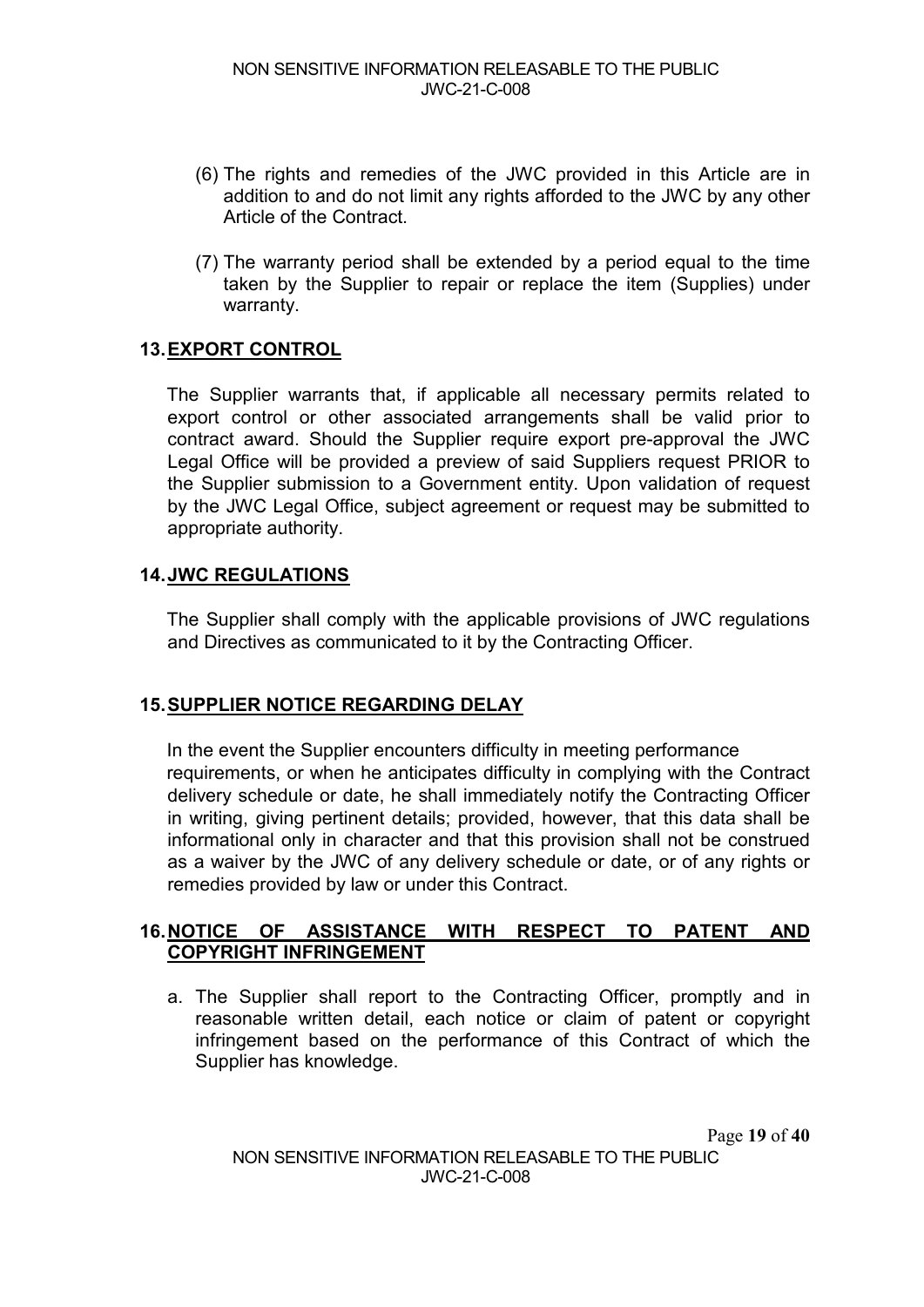(6) The rights and remedies of the JWC provided in this Article are in addition to and do not limit any rights afforded to the JWC by any other Article of the Contract.

(7) The warranty period shall be extended by a period equal to the time taken by the Supplier to repair or replace the item (Supplies) under warranty.

## 13. EXPORT CONTROL

The Supplier warrants that, if applicable all necessary permits related to export control or other associated arrangements shall be valid prior to contract award. Should the Supplier require export pre-approval the JWC Legal Office will be provided a preview of said Suppliers request PRIOR to the Supplier submission to a Government entity. Upon validation of request by the JWC Legal Office, subject agreement or request may be submitted to appropriate authority.

## 14. JWC REGULATIONS

The Supplier shall comply with the applicable provisions of JWC regulations and Directives as communicated to it by the Contracting Officer.

## 15. SUPPLIER NOTICE REGARDING DELAY

In the event the Supplier encounters difficulty in meeting performance requirements, or when he anticipates difficulty in complying with the Contract delivery schedule or date, he shall immediately notify the Contracting Officer in writing, giving pertinent details; provided, however, that this data shall be informational only in character and that this provision shall not be construed as a waiver by the JWC of any delivery schedule or date, or of any rights or remedies provided by law or under this Contract.

## 16. NOTICE OF ASSISTANCE WITH RESPECT TO PATENT AND COPYRIGHT INFRINGEMENT

a. The Supplier shall report to the Contracting Officer, promptly and in reasonable written detail, each notice or claim of patent or copyright infringement based on the performance of this Contract of which the Supplier has knowledge.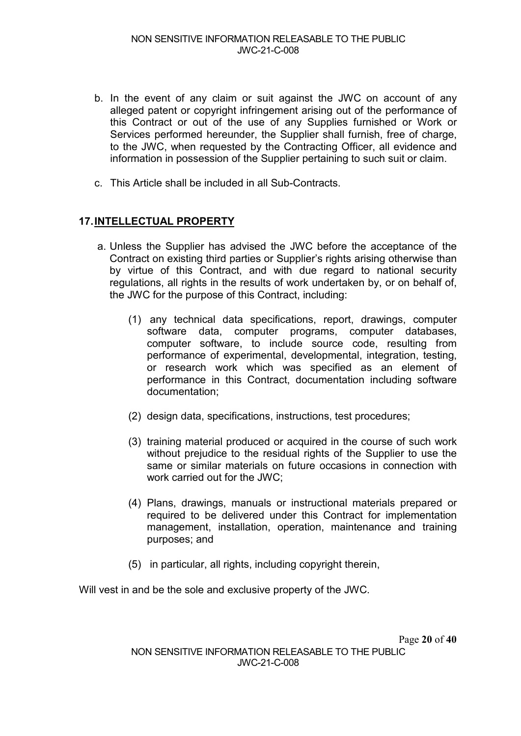b. In the event of any claim or suit against the JWC on account of any alleged patent or copyright infringement arising out of the performance of this Contract or out of the use of any Supplies furnished or Work or Services performed hereunder, the Supplier shall furnish, free of charge, to the JWC, when requested by the Contracting Officer, all evidence and information in possession of the Supplier pertaining to such suit or claim.

c. This Article shall be included in all Sub-Contracts.

## 17. INTELLECTUAL PROPERTY

a. Unless the Supplier has advised the JWC before the acceptance of the Contract on existing third parties or Supplier's rights arising otherwise than by virtue of this Contract, and with due regard to national security regulations, all rights in the results of work undertaken by, or on behalf of, the JWC for the purpose of this Contract, including:

   (1) any technical data specifications, report, drawings, computer software data, computer programs, computer databases, computer software, to include source code, resulting from performance of experimental, developmental, integration, testing, or research work which was specified as an element of performance in this Contract, documentation including software documentation;

   (2) design data, specifications, instructions, test procedures;

   (3) training material produced or acquired in the course of such work without prejudice to the residual rights of the Supplier to use the same or similar materials on future occasions in connection with work carried out for the JWC;

   (4) Plans, drawings, manuals or instructional materials prepared or required to be delivered under this Contract for implementation management, installation, operation, maintenance and training purposes; and

   (5) in particular, all rights, including copyright therein,

Will vest in and be the sole and exclusive property of the JWC.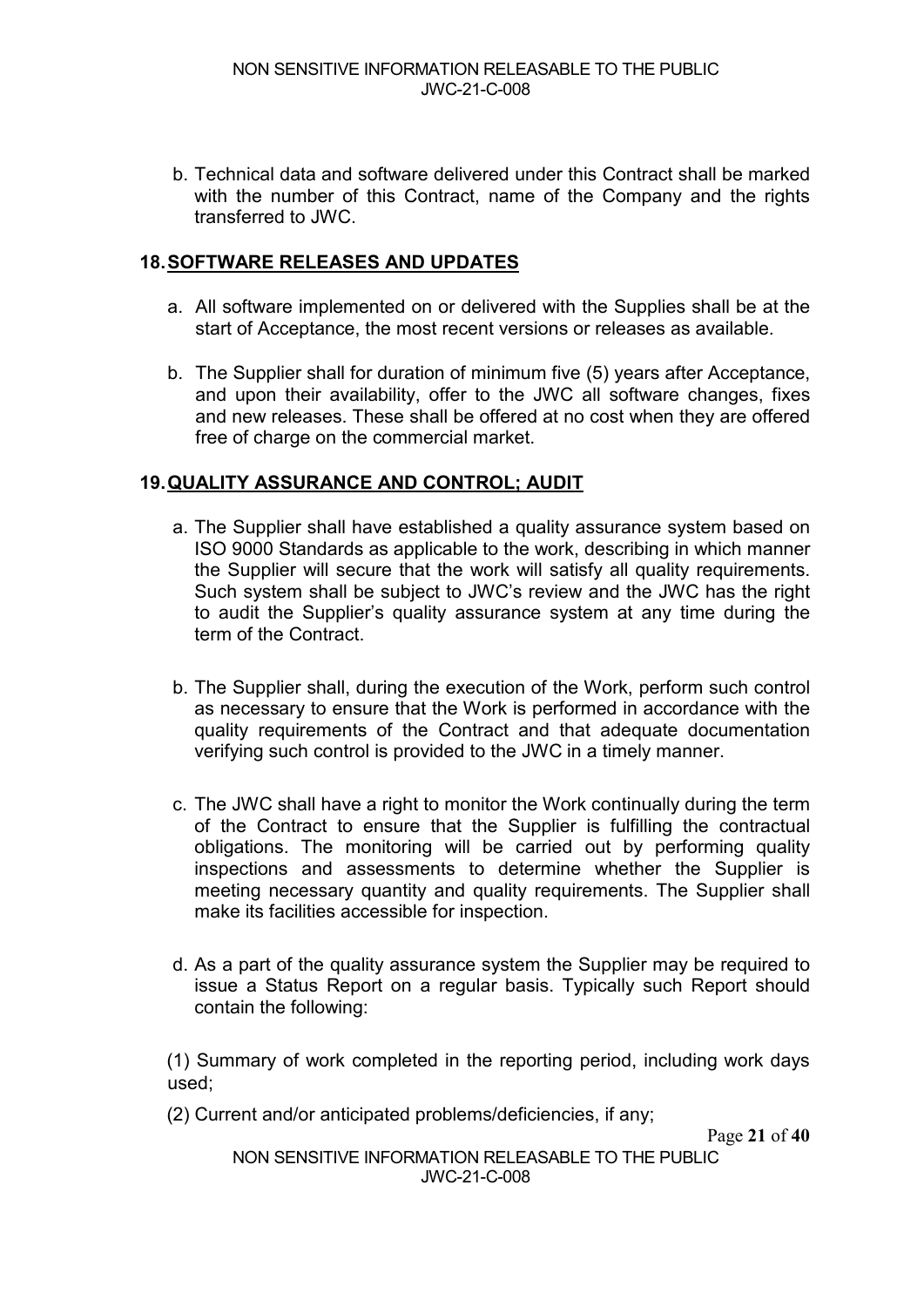b. Technical data and software delivered under this Contract shall be marked with the number of this Contract, name of the Company and the rights transferred to JWC.

## 18. SOFTWARE RELEASES AND UPDATES

a. All software implemented on or delivered with the Supplies shall be at the start of Acceptance, the most recent versions or releases as available.

b. The Supplier shall for duration of minimum five (5) years after Acceptance, and upon their availability, offer to the JWC all software changes, fixes and new releases. These shall be offered at no cost when they are offered free of charge on the commercial market.

## 19. QUALITY ASSURANCE AND CONTROL; AUDIT

a. The Supplier shall have established a quality assurance system based on ISO 9000 Standards as applicable to the work, describing in which manner the Supplier will secure that the work will satisfy all quality requirements. Such system shall be subject to JWC's review and the JWC has the right to audit the Supplier's quality assurance system at any time during the term of the Contract.

b. The Supplier shall, during the execution of the Work, perform such control as necessary to ensure that the Work is performed in accordance with the quality requirements of the Contract and that adequate documentation verifying such control is provided to the JWC in a timely manner.

c. The JWC shall have a right to monitor the Work continually during the term of the Contract to ensure that the Supplier is fulfilling the contractual obligations. The monitoring will be carried out by performing quality inspections and assessments to determine whether the Supplier is meeting necessary quantity and quality requirements. The Supplier shall make its facilities accessible for inspection.

d. As a part of the quality assurance system the Supplier may be required to issue a Status Report on a regular basis. Typically such Report should contain the following:

(1) Summary of work completed in the reporting period, including work days used;

(2) Current and/or anticipated problems/deficiencies, if any;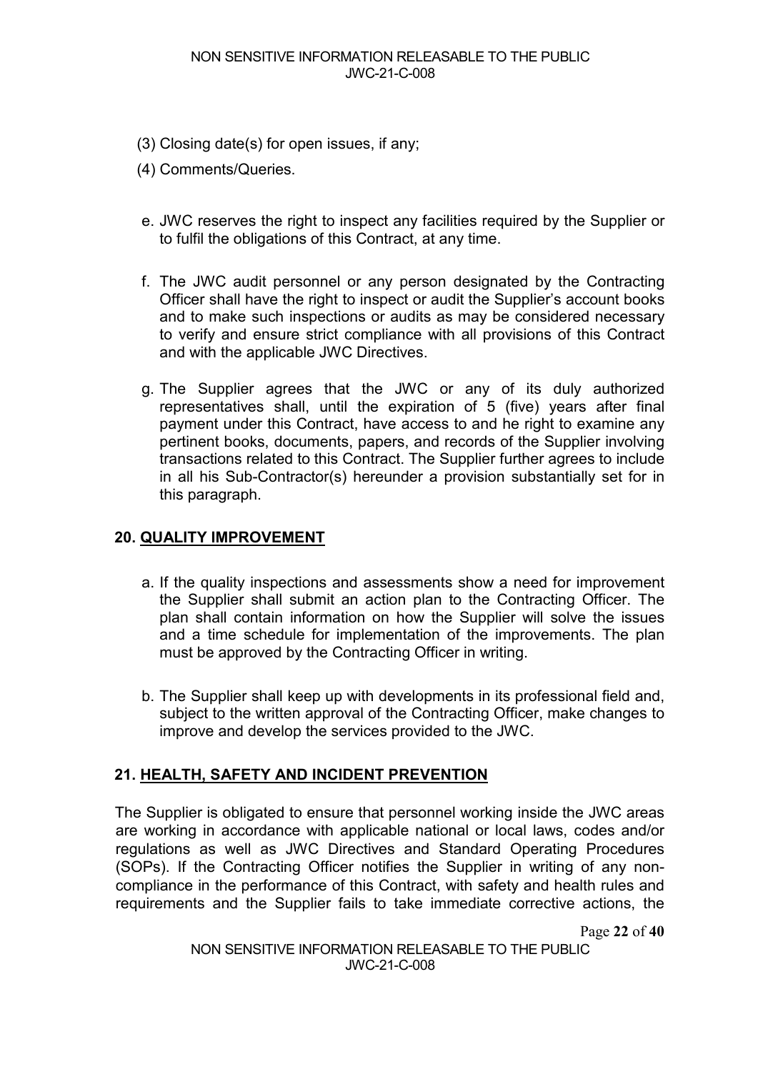(3) Closing date(s) for open issues, if any;

(4) Comments/Queries.

e. JWC reserves the right to inspect any facilities required by the Supplier or to fulfil the obligations of this Contract, at any time.

f. The JWC audit personnel or any person designated by the Contracting Officer shall have the right to inspect or audit the Supplier's account books and to make such inspections or audits as may be considered necessary to verify and ensure strict compliance with all provisions of this Contract and with the applicable JWC Directives.

g. The Supplier agrees that the JWC or any of its duly authorized representatives shall, until the expiration of 5 (five) years after final payment under this Contract, have access to and he right to examine any pertinent books, documents, papers, and records of the Supplier involving transactions related to this Contract. The Supplier further agrees to include in all his Sub-Contractor(s) hereunder a provision substantially set for in this paragraph.

## 20. QUALITY IMPROVEMENT

a. If the quality inspections and assessments show a need for improvement the Supplier shall submit an action plan to the Contracting Officer. The plan shall contain information on how the Supplier will solve the issues and a time schedule for implementation of the improvements. The plan must be approved by the Contracting Officer in writing.

b. The Supplier shall keep up with developments in its professional field and, subject to the written approval of the Contracting Officer, make changes to improve and develop the services provided to the JWC.

## 21. HEALTH, SAFETY AND INCIDENT PREVENTION

The Supplier is obligated to ensure that personnel working inside the JWC areas are working in accordance with applicable national or local laws, codes and/or regulations as well as JWC Directives and Standard Operating Procedures (SOPs). If the Contracting Officer notifies the Supplier in writing of any non-compliance in the performance of this Contract, with safety and health rules and requirements and the Supplier fails to take immediate corrective actions, the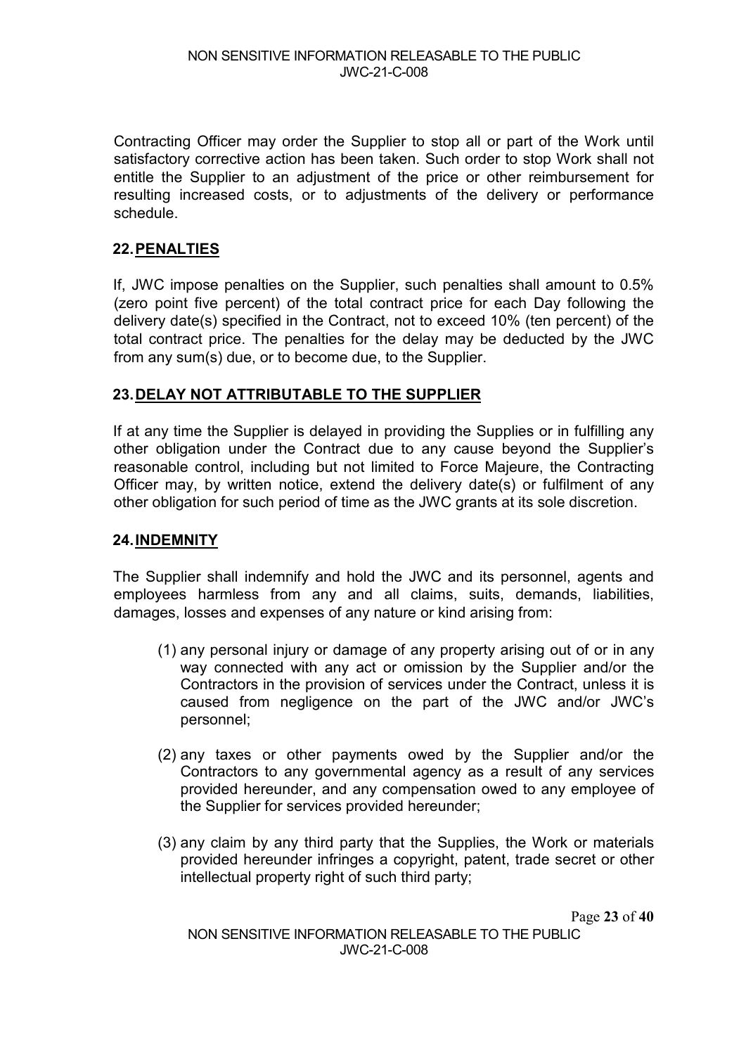Contracting Officer may order the Supplier to stop all or part of the Work until satisfactory corrective action has been taken. Such order to stop Work shall not entitle the Supplier to an adjustment of the price or other reimbursement for resulting increased costs, or to adjustments of the delivery or performance schedule.

## 22. PENALTIES

If, JWC impose penalties on the Supplier, such penalties shall amount to 0.5% (zero point five percent) of the total contract price for each Day following the delivery date(s) specified in the Contract, not to exceed 10% (ten percent) of the total contract price. The penalties for the delay may be deducted by the JWC from any sum(s) due, or to become due, to the Supplier.

## 23. DELAY NOT ATTRIBUTABLE TO THE SUPPLIER

If at any time the Supplier is delayed in providing the Supplies or in fulfilling any other obligation under the Contract due to any cause beyond the Supplier's reasonable control, including but not limited to Force Majeure, the Contracting Officer may, by written notice, extend the delivery date(s) or fulfilment of any other obligation for such period of time as the JWC grants at its sole discretion.

## 24. INDEMNITY

The Supplier shall indemnify and hold the JWC and its personnel, agents and employees harmless from any and all claims, suits, demands, liabilities, damages, losses and expenses of any nature or kind arising from:

(1) any personal injury or damage of any property arising out of or in any way connected with any act or omission by the Supplier and/or the Contractors in the provision of services under the Contract, unless it is caused from negligence on the part of the JWC and/or JWC's personnel;

(2) any taxes or other payments owed by the Supplier and/or the Contractors to any governmental agency as a result of any services provided hereunder, and any compensation owed to any employee of the Supplier for services provided hereunder;

(3) any claim by any third party that the Supplies, the Work or materials provided hereunder infringes a copyright, patent, trade secret or other intellectual property right of such third party;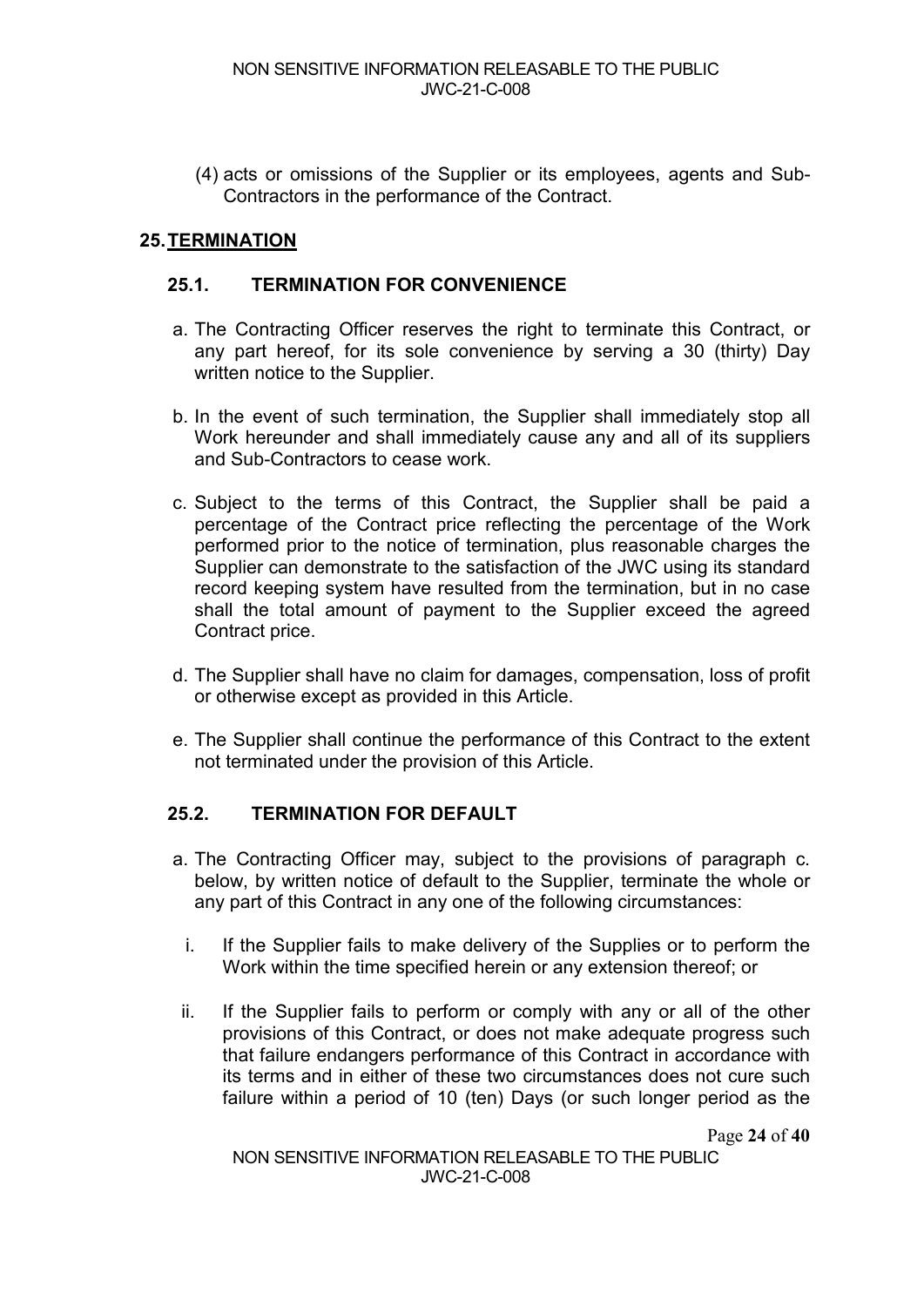(4) acts or omissions of the Supplier or its employees, agents and Sub-Contractors in the performance of the Contract.

## 25. TERMINATION

### 25.1. TERMINATION FOR CONVENIENCE

a. The Contracting Officer reserves the right to terminate this Contract, or any part hereof, for its sole convenience by serving a 30 (thirty) Day written notice to the Supplier.

b. In the event of such termination, the Supplier shall immediately stop all Work hereunder and shall immediately cause any and all of its suppliers and Sub-Contractors to cease work.

c. Subject to the terms of this Contract, the Supplier shall be paid a percentage of the Contract price reflecting the percentage of the Work performed prior to the notice of termination, plus reasonable charges the Supplier can demonstrate to the satisfaction of the JWC using its standard record keeping system have resulted from the termination, but in no case shall the total amount of payment to the Supplier exceed the agreed Contract price.

d. The Supplier shall have no claim for damages, compensation, loss of profit or otherwise except as provided in this Article.

e. The Supplier shall continue the performance of this Contract to the extent not terminated under the provision of this Article.

### 25.2. TERMINATION FOR DEFAULT

a. The Contracting Officer may, subject to the provisions of paragraph c. below, by written notice of default to the Supplier, terminate the whole or any part of this Contract in any one of the following circumstances:

i. If the Supplier fails to make delivery of the Supplies or to perform the Work within the time specified herein or any extension thereof; or

ii. If the Supplier fails to perform or comply with any or all of the other provisions of this Contract, or does not make adequate progress such that failure endangers performance of this Contract in accordance with its terms and in either of these two circumstances does not cure such failure within a period of 10 (ten) Days (or such longer period as the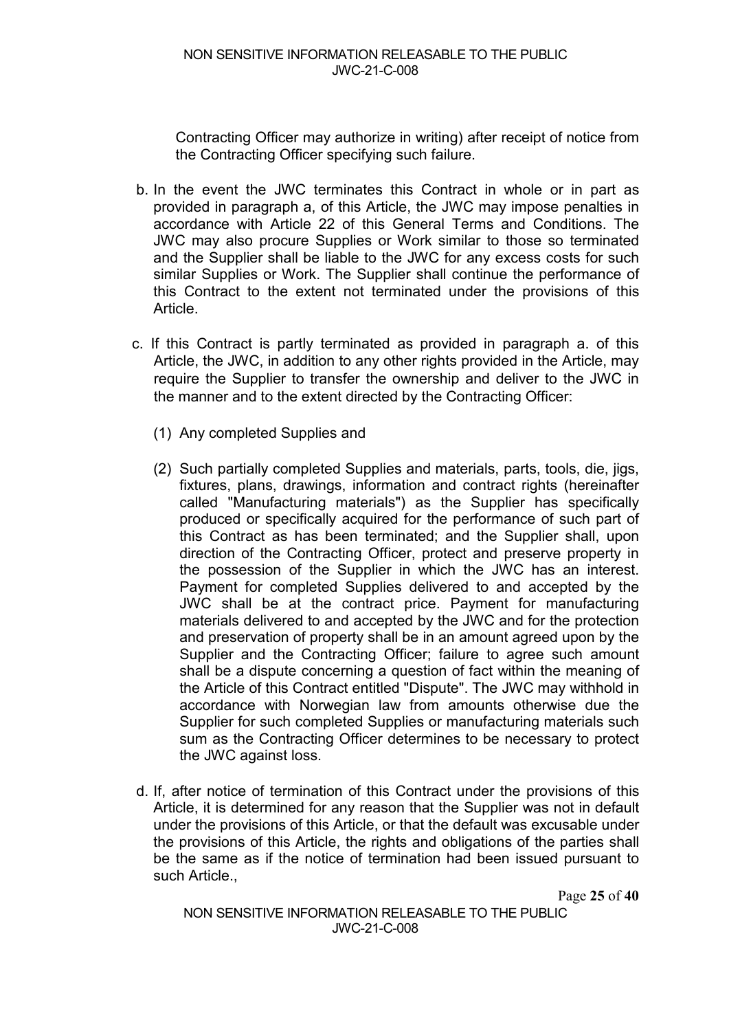Contracting Officer may authorize in writing) after receipt of notice from the Contracting Officer specifying such failure.

b. In the event the JWC terminates this Contract in whole or in part as provided in paragraph a, of this Article, the JWC may impose penalties in accordance with Article 22 of this General Terms and Conditions. The JWC may also procure Supplies or Work similar to those so terminated and the Supplier shall be liable to the JWC for any excess costs for such similar Supplies or Work. The Supplier shall continue the performance of this Contract to the extent not terminated under the provisions of this Article.

c. If this Contract is partly terminated as provided in paragraph a. of this Article, the JWC, in addition to any other rights provided in the Article, may require the Supplier to transfer the ownership and deliver to the JWC in the manner and to the extent directed by the Contracting Officer:

   (1) Any completed Supplies and

   (2) Such partially completed Supplies and materials, parts, tools, die, jigs, fixtures, plans, drawings, information and contract rights (hereinafter called "Manufacturing materials") as the Supplier has specifically produced or specifically acquired for the performance of such part of this Contract as has been terminated; and the Supplier shall, upon direction of the Contracting Officer, protect and preserve property in the possession of the Supplier in which the JWC has an interest. Payment for completed Supplies delivered to and accepted by the JWC shall be at the contract price. Payment for manufacturing materials delivered to and accepted by the JWC and for the protection and preservation of property shall be in an amount agreed upon by the Supplier and the Contracting Officer; failure to agree such amount shall be a dispute concerning a question of fact within the meaning of the Article of this Contract entitled "Dispute". The JWC may withhold in accordance with Norwegian law from amounts otherwise due the Supplier for such completed Supplies or manufacturing materials such sum as the Contracting Officer determines to be necessary to protect the JWC against loss.

d. If, after notice of termination of this Contract under the provisions of this Article, it is determined for any reason that the Supplier was not in default under the provisions of this Article, or that the default was excusable under the provisions of this Article, the rights and obligations of the parties shall be the same as if the notice of termination had been issued pursuant to such Article.,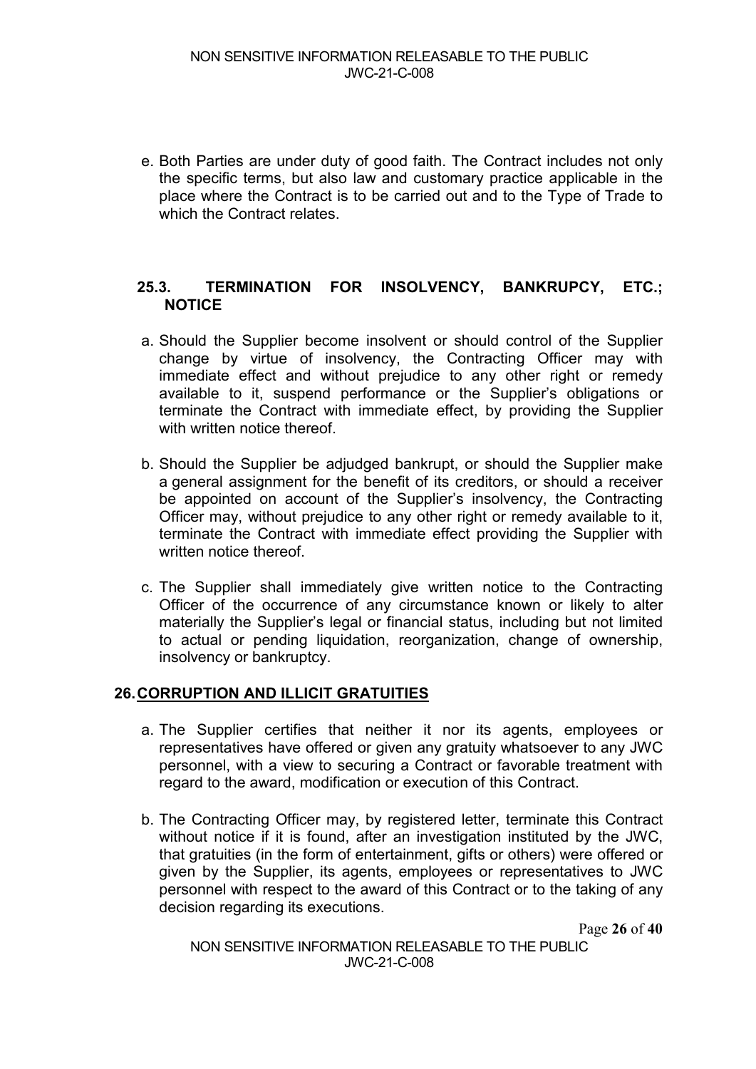e. Both Parties are under duty of good faith. The Contract includes not only the specific terms, but also law and customary practice applicable in the place where the Contract is to be carried out and to the Type of Trade to which the Contract relates.

### 25.3. TERMINATION FOR INSOLVENCY, BANKRUPCY, ETC.; NOTICE

a. Should the Supplier become insolvent or should control of the Supplier change by virtue of insolvency, the Contracting Officer may with immediate effect and without prejudice to any other right or remedy available to it, suspend performance or the Supplier's obligations or terminate the Contract with immediate effect, by providing the Supplier with written notice thereof.

b. Should the Supplier be adjudged bankrupt, or should the Supplier make a general assignment for the benefit of its creditors, or should a receiver be appointed on account of the Supplier's insolvency, the Contracting Officer may, without prejudice to any other right or remedy available to it, terminate the Contract with immediate effect providing the Supplier with written notice thereof.

c. The Supplier shall immediately give written notice to the Contracting Officer of the occurrence of any circumstance known or likely to alter materially the Supplier's legal or financial status, including but not limited to actual or pending liquidation, reorganization, change of ownership, insolvency or bankruptcy.

## 26. CORRUPTION AND ILLICIT GRATUITIES

a. The Supplier certifies that neither it nor its agents, employees or representatives have offered or given any gratuity whatsoever to any JWC personnel, with a view to securing a Contract or favorable treatment with regard to the award, modification or execution of this Contract.

b. The Contracting Officer may, by registered letter, terminate this Contract without notice if it is found, after an investigation instituted by the JWC, that gratuities (in the form of entertainment, gifts or others) were offered or given by the Supplier, its agents, employees or representatives to JWC personnel with respect to the award of this Contract or to the taking of any decision regarding its executions.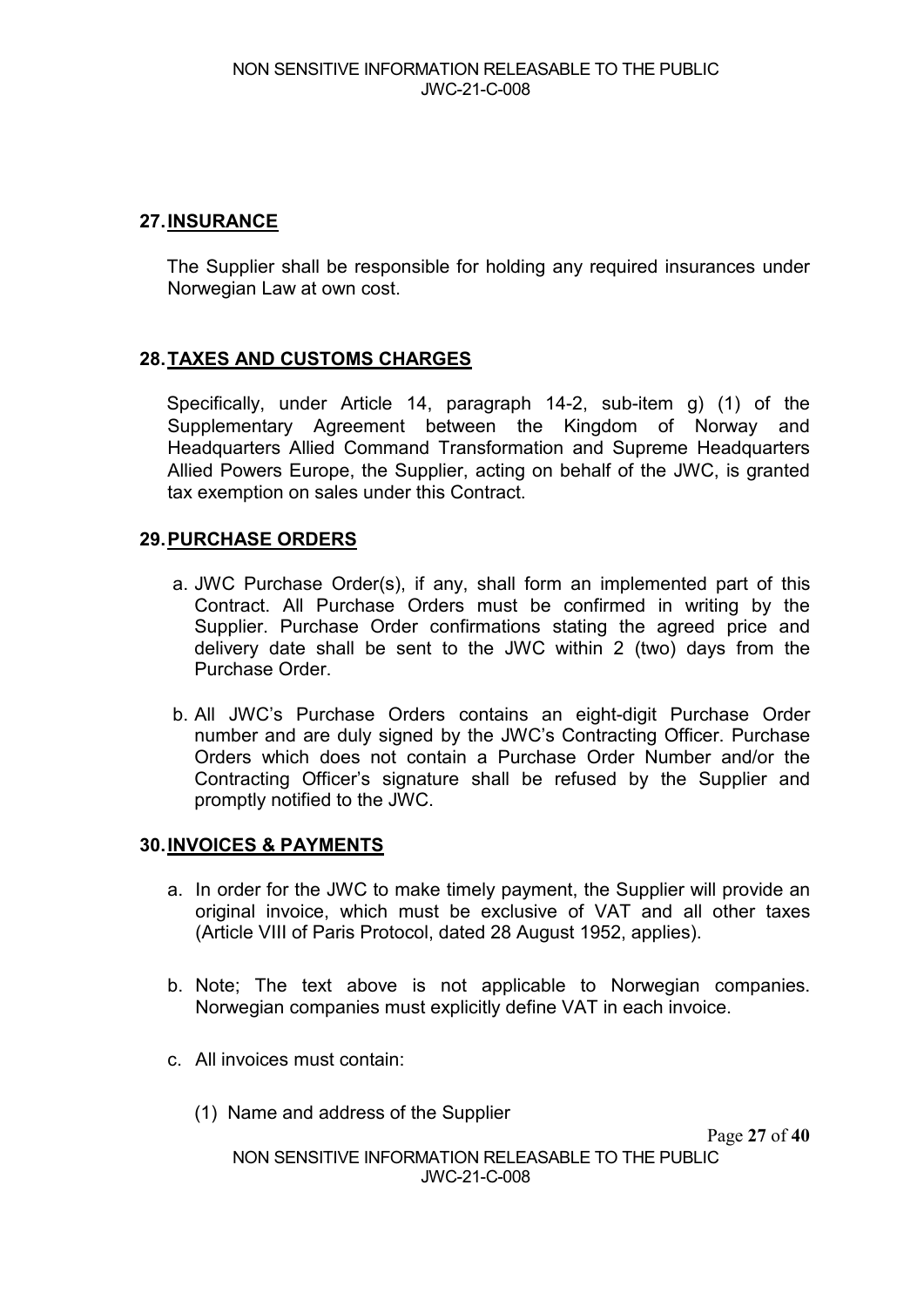## 27. INSURANCE

The Supplier shall be responsible for holding any required insurances under Norwegian Law at own cost.

## 28. TAXES AND CUSTOMS CHARGES

Specifically, under Article 14, paragraph 14-2, sub-item g) (1) of the Supplementary Agreement between the Kingdom of Norway and Headquarters Allied Command Transformation and Supreme Headquarters Allied Powers Europe, the Supplier, acting on behalf of the JWC, is granted tax exemption on sales under this Contract.

## 29. PURCHASE ORDERS

a. JWC Purchase Order(s), if any, shall form an implemented part of this Contract. All Purchase Orders must be confirmed in writing by the Supplier. Purchase Order confirmations stating the agreed price and delivery date shall be sent to the JWC within 2 (two) days from the Purchase Order.

b. All JWC's Purchase Orders contains an eight-digit Purchase Order number and are duly signed by the JWC's Contracting Officer. Purchase Orders which does not contain a Purchase Order Number and/or the Contracting Officer's signature shall be refused by the Supplier and promptly notified to the JWC.

## 30. INVOICES & PAYMENTS

a. In order for the JWC to make timely payment, the Supplier will provide an original invoice, which must be exclusive of VAT and all other taxes (Article VIII of Paris Protocol, dated 28 August 1952, applies).

b. Note; The text above is not applicable to Norwegian companies. Norwegian companies must explicitly define VAT in each invoice.

c. All invoices must contain:

   (1) Name and address of the Supplier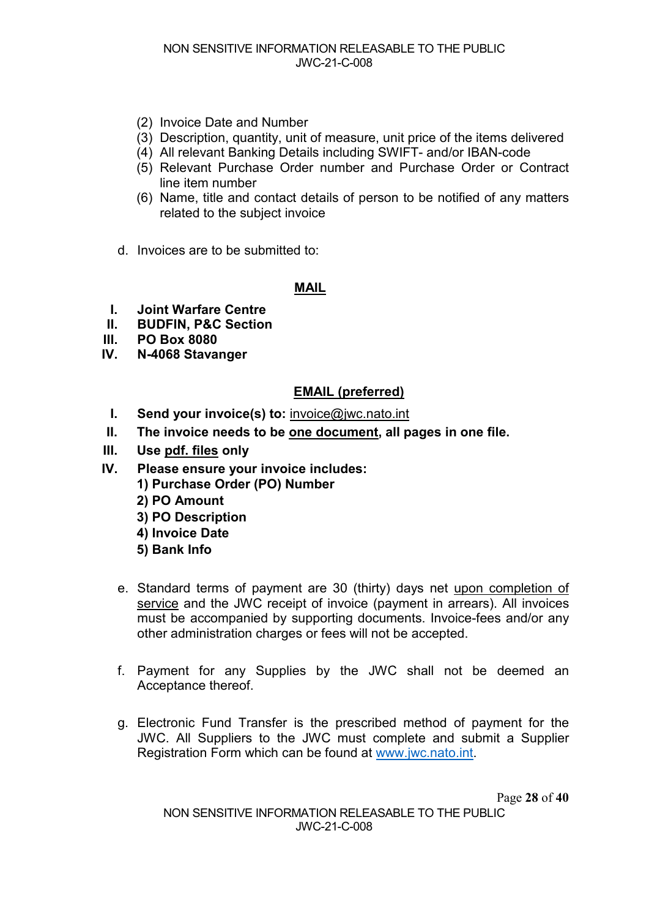(2) Invoice Date and Number
(3) Description, quantity, unit of measure, unit price of the items delivered
(4) All relevant Banking Details including SWIFT- and/or IBAN-code
(5) Relevant Purchase Order number and Purchase Order or Contract line item number
(6) Name, title and contact details of person to be notified of any matters related to the subject invoice

d. Invoices are to be submitted to:

**MAIL**

I. **Joint Warfare Centre**
II. **BUDFIN, P&C Section**
III. **PO Box 8080**
IV. **N-4068 Stavanger**

**EMAIL (preferred)**

I. **Send your invoice(s) to:** invoice@jwc.nato.int
II. **The invoice needs to be one document, all pages in one file.**
III. **Use pdf. files only**
IV. **Please ensure your invoice includes:**
   **1) Purchase Order (PO) Number**
   **2) PO Amount**
   **3) PO Description**
   **4) Invoice Date**
   **5) Bank Info**

e. Standard terms of payment are 30 (thirty) days net upon completion of service and the JWC receipt of invoice (payment in arrears). All invoices must be accompanied by supporting documents. Invoice-fees and/or any other administration charges or fees will not be accepted.

f. Payment for any Supplies by the JWC shall not be deemed an Acceptance thereof.

g. Electronic Fund Transfer is the prescribed method of payment for the JWC. All Suppliers to the JWC must complete and submit a Supplier Registration Form which can be found at www.jwc.nato.int.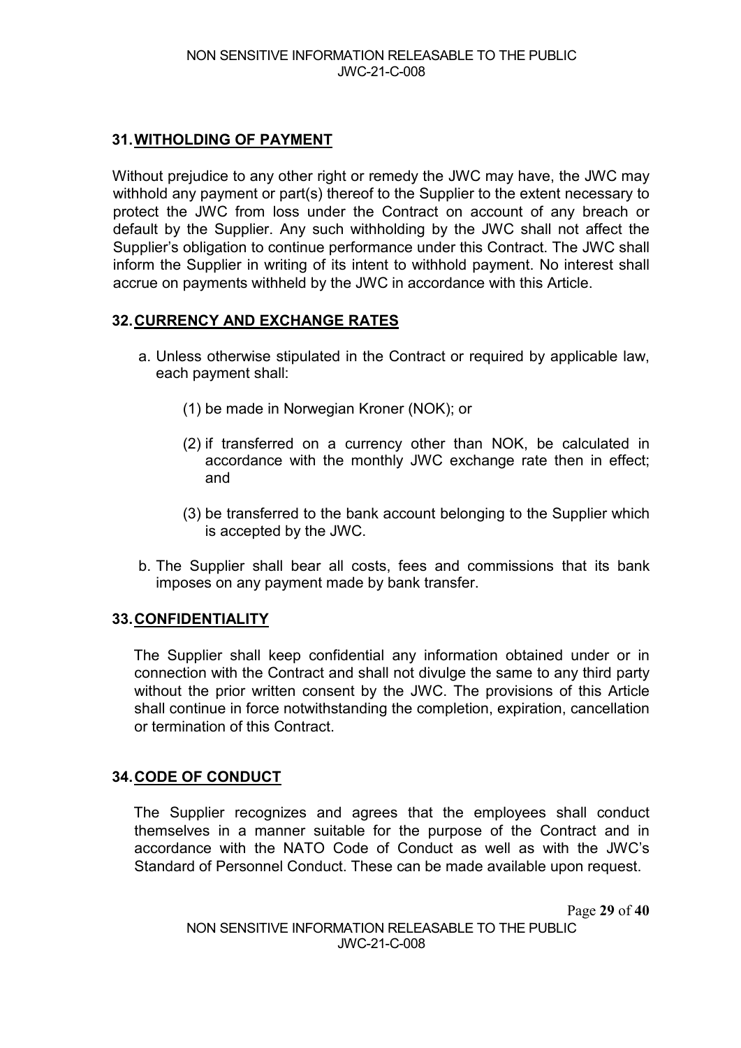## 31. WITHOLDING OF PAYMENT

Without prejudice to any other right or remedy the JWC may have, the JWC may withhold any payment or part(s) thereof to the Supplier to the extent necessary to protect the JWC from loss under the Contract on account of any breach or default by the Supplier. Any such withholding by the JWC shall not affect the Supplier's obligation to continue performance under this Contract. The JWC shall inform the Supplier in writing of its intent to withhold payment. No interest shall accrue on payments withheld by the JWC in accordance with this Article.

## 32. CURRENCY AND EXCHANGE RATES

a. Unless otherwise stipulated in the Contract or required by applicable law, each payment shall:

   (1) be made in Norwegian Kroner (NOK); or

   (2) if transferred on a currency other than NOK, be calculated in accordance with the monthly JWC exchange rate then in effect; and

   (3) be transferred to the bank account belonging to the Supplier which is accepted by the JWC.

b. The Supplier shall bear all costs, fees and commissions that its bank imposes on any payment made by bank transfer.

## 33. CONFIDENTIALITY

The Supplier shall keep confidential any information obtained under or in connection with the Contract and shall not divulge the same to any third party without the prior written consent by the JWC. The provisions of this Article shall continue in force notwithstanding the completion, expiration, cancellation or termination of this Contract.

## 34. CODE OF CONDUCT

The Supplier recognizes and agrees that the employees shall conduct themselves in a manner suitable for the purpose of the Contract and in accordance with the NATO Code of Conduct as well as with the JWC's Standard of Personnel Conduct. These can be made available upon request.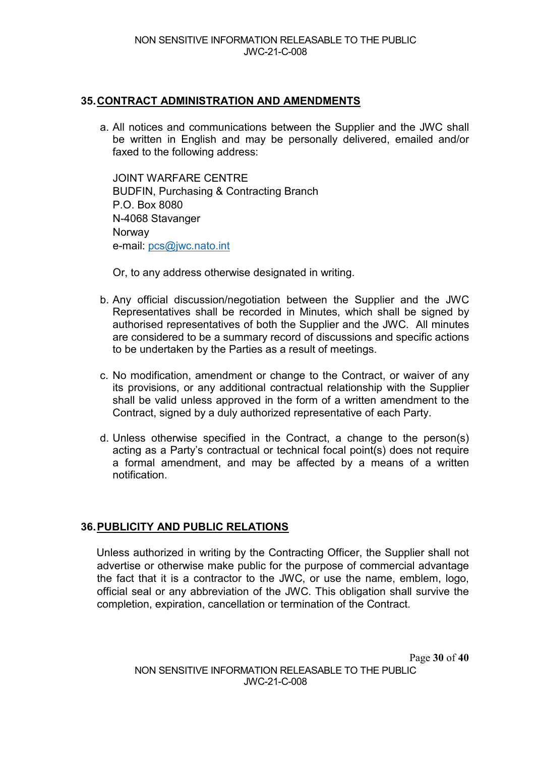## 35. CONTRACT ADMINISTRATION AND AMENDMENTS

a. All notices and communications between the Supplier and the JWC shall be written in English and may be personally delivered, emailed and/or faxed to the following address:

   JOINT WARFARE CENTRE
   BUDFIN, Purchasing & Contracting Branch
   P.O. Box 8080
   N-4068 Stavanger
   Norway
   e-mail: pcs@jwc.nato.int

   Or, to any address otherwise designated in writing.

b. Any official discussion/negotiation between the Supplier and the JWC Representatives shall be recorded in Minutes, which shall be signed by authorised representatives of both the Supplier and the JWC. All minutes are considered to be a summary record of discussions and specific actions to be undertaken by the Parties as a result of meetings.

c. No modification, amendment or change to the Contract, or waiver of any its provisions, or any additional contractual relationship with the Supplier shall be valid unless approved in the form of a written amendment to the Contract, signed by a duly authorized representative of each Party.

d. Unless otherwise specified in the Contract, a change to the person(s) acting as a Party's contractual or technical focal point(s) does not require a formal amendment, and may be affected by a means of a written notification.

## 36. PUBLICITY AND PUBLIC RELATIONS

Unless authorized in writing by the Contracting Officer, the Supplier shall not advertise or otherwise make public for the purpose of commercial advantage the fact that it is a contractor to the JWC, or use the name, emblem, logo, official seal or any abbreviation of the JWC. This obligation shall survive the completion, expiration, cancellation or termination of the Contract.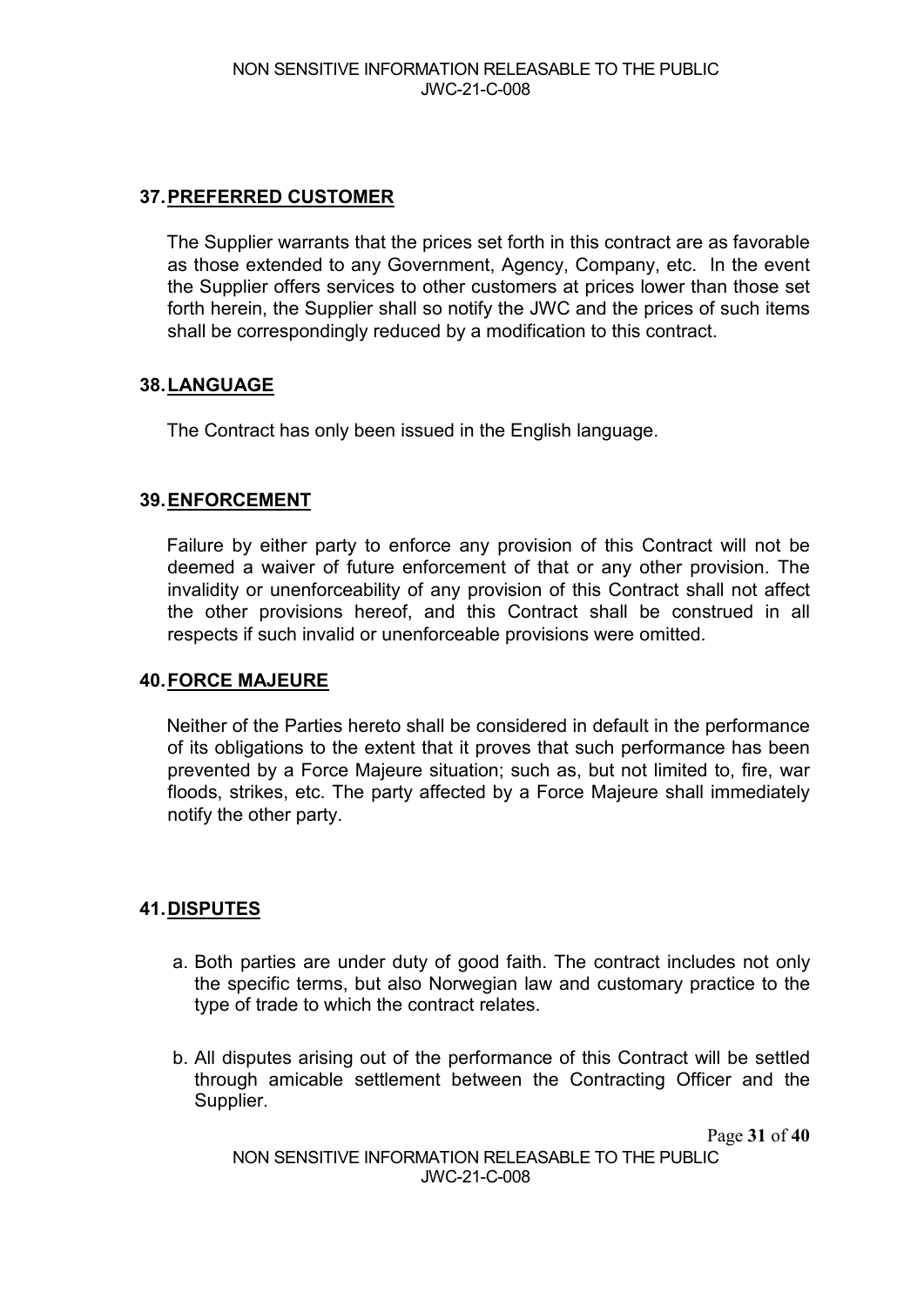## 37. PREFERRED CUSTOMER

The Supplier warrants that the prices set forth in this contract are as favorable as those extended to any Government, Agency, Company, etc. In the event the Supplier offers services to other customers at prices lower than those set forth herein, the Supplier shall so notify the JWC and the prices of such items shall be correspondingly reduced by a modification to this contract.

## 38. LANGUAGE

The Contract has only been issued in the English language.

## 39. ENFORCEMENT

Failure by either party to enforce any provision of this Contract will not be deemed a waiver of future enforcement of that or any other provision. The invalidity or unenforceability of any provision of this Contract shall not affect the other provisions hereof, and this Contract shall be construed in all respects if such invalid or unenforceable provisions were omitted.

## 40. FORCE MAJEURE

Neither of the Parties hereto shall be considered in default in the performance of its obligations to the extent that it proves that such performance has been prevented by a Force Majeure situation; such as, but not limited to, fire, war floods, strikes, etc. The party affected by a Force Majeure shall immediately notify the other party.

## 41. DISPUTES

a. Both parties are under duty of good faith. The contract includes not only the specific terms, but also Norwegian law and customary practice to the type of trade to which the contract relates.

b. All disputes arising out of the performance of this Contract will be settled through amicable settlement between the Contracting Officer and the Supplier.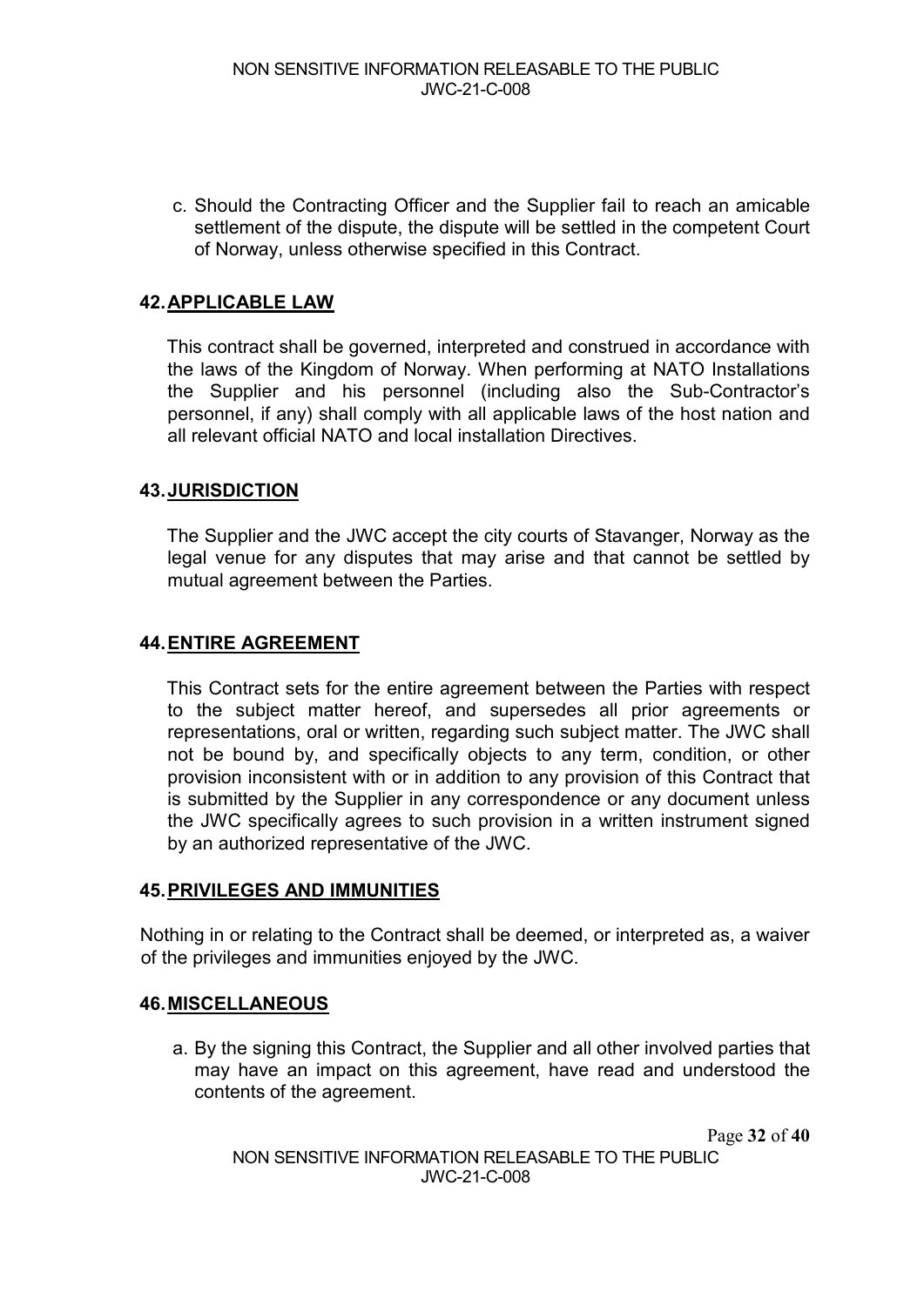c. Should the Contracting Officer and the Supplier fail to reach an amicable settlement of the dispute, the dispute will be settled in the competent Court of Norway, unless otherwise specified in this Contract.

## 42. APPLICABLE LAW

This contract shall be governed, interpreted and construed in accordance with the laws of the Kingdom of Norway. When performing at NATO Installations the Supplier and his personnel (including also the Sub-Contractor's personnel, if any) shall comply with all applicable laws of the host nation and all relevant official NATO and local installation Directives.

## 43. JURISDICTION

The Supplier and the JWC accept the city courts of Stavanger, Norway as the legal venue for any disputes that may arise and that cannot be settled by mutual agreement between the Parties.

## 44. ENTIRE AGREEMENT

This Contract sets for the entire agreement between the Parties with respect to the subject matter hereof, and supersedes all prior agreements or representations, oral or written, regarding such subject matter. The JWC shall not be bound by, and specifically objects to any term, condition, or other provision inconsistent with or in addition to any provision of this Contract that is submitted by the Supplier in any correspondence or any document unless the JWC specifically agrees to such provision in a written instrument signed by an authorized representative of the JWC.

## 45. PRIVILEGES AND IMMUNITIES

Nothing in or relating to the Contract shall be deemed, or interpreted as, a waiver of the privileges and immunities enjoyed by the JWC.

## 46. MISCELLANEOUS

a. By the signing this Contract, the Supplier and all other involved parties that may have an impact on this agreement, have read and understood the contents of the agreement.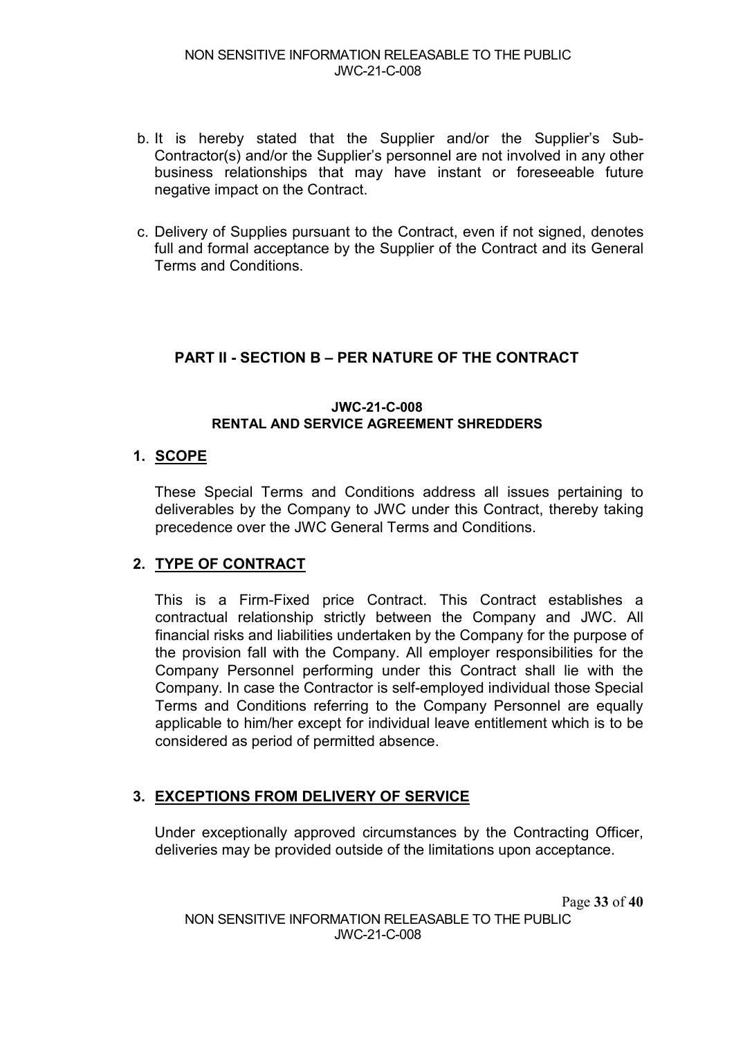b. It is hereby stated that the Supplier and/or the Supplier's Sub-Contractor(s) and/or the Supplier's personnel are not involved in any other business relationships that may have instant or foreseeable future negative impact on the Contract.

c. Delivery of Supplies pursuant to the Contract, even if not signed, denotes full and formal acceptance by the Supplier of the Contract and its General Terms and Conditions.

## PART II - SECTION B – PER NATURE OF THE CONTRACT

### JWC-21-C-008
### RENTAL AND SERVICE AGREEMENT SHREDDERS

**1. SCOPE**

These Special Terms and Conditions address all issues pertaining to deliverables by the Company to JWC under this Contract, thereby taking precedence over the JWC General Terms and Conditions.

**2. TYPE OF CONTRACT**

This is a Firm-Fixed price Contract. This Contract establishes a contractual relationship strictly between the Company and JWC. All financial risks and liabilities undertaken by the Company for the purpose of the provision fall with the Company. All employer responsibilities for the Company Personnel performing under this Contract shall lie with the Company. In case the Contractor is self-employed individual those Special Terms and Conditions referring to the Company Personnel are equally applicable to him/her except for individual leave entitlement which is to be considered as period of permitted absence.

**3. EXCEPTIONS FROM DELIVERY OF SERVICE**

Under exceptionally approved circumstances by the Contracting Officer, deliveries may be provided outside of the limitations upon acceptance.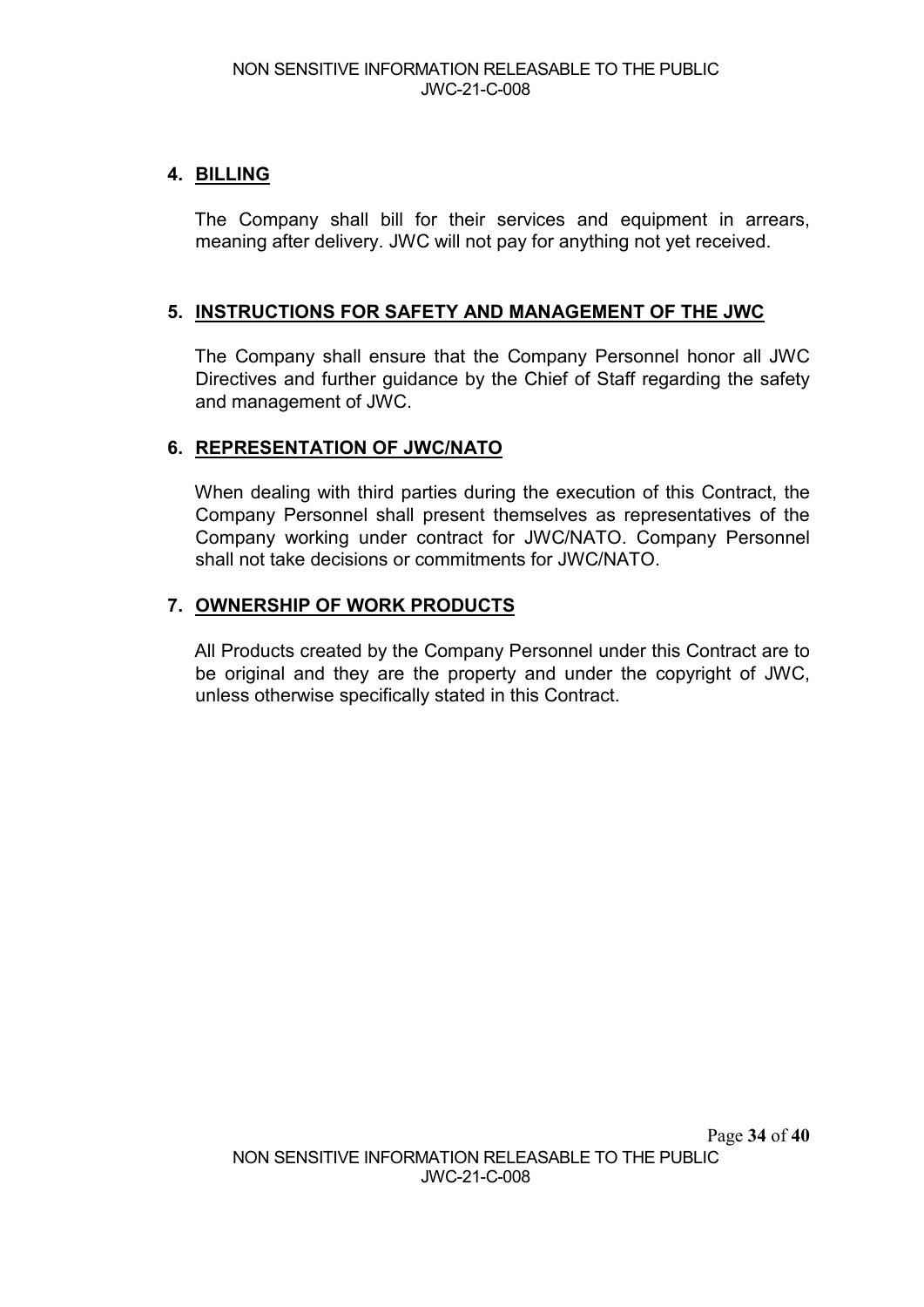## 4. BILLING

The Company shall bill for their services and equipment in arrears, meaning after delivery. JWC will not pay for anything not yet received.

## 5. INSTRUCTIONS FOR SAFETY AND MANAGEMENT OF THE JWC

The Company shall ensure that the Company Personnel honor all JWC Directives and further guidance by the Chief of Staff regarding the safety and management of JWC.

## 6. REPRESENTATION OF JWC/NATO

When dealing with third parties during the execution of this Contract, the Company Personnel shall present themselves as representatives of the Company working under contract for JWC/NATO. Company Personnel shall not take decisions or commitments for JWC/NATO.

## 7. OWNERSHIP OF WORK PRODUCTS

All Products created by the Company Personnel under this Contract are to be original and they are the property and under the copyright of JWC, unless otherwise specifically stated in this Contract.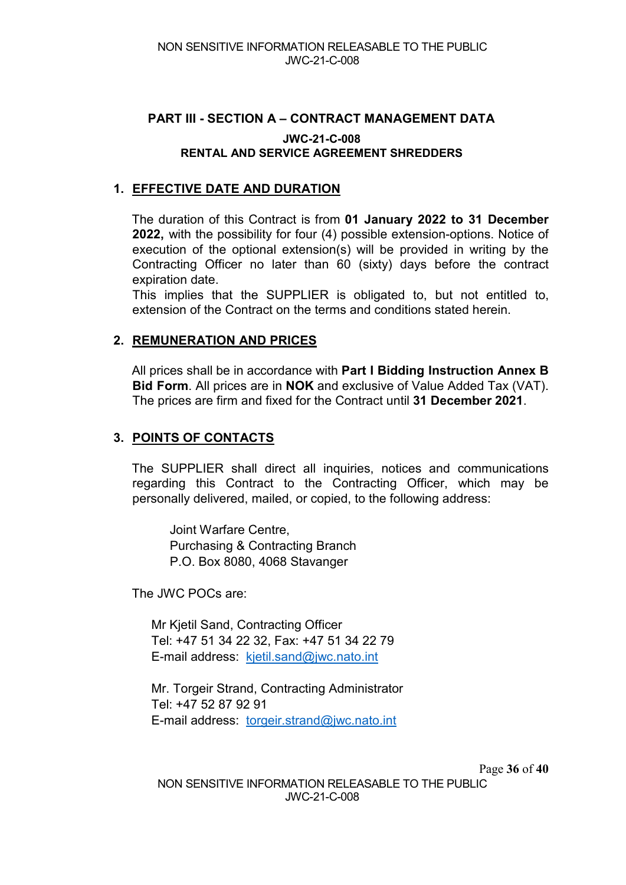## PART III - SECTION A – CONTRACT MANAGEMENT DATA

**JWC-21-C-008**
**RENTAL AND SERVICE AGREEMENT SHREDDERS**

### 1. EFFECTIVE DATE AND DURATION

The duration of this Contract is from **01 January 2022 to 31 December 2022,** with the possibility for four (4) possible extension-options. Notice of execution of the optional extension(s) will be provided in writing by the Contracting Officer no later than 60 (sixty) days before the contract expiration date.
This implies that the SUPPLIER is obligated to, but not entitled to, extension of the Contract on the terms and conditions stated herein.

### 2. REMUNERATION AND PRICES

All prices shall be in accordance with **Part I Bidding Instruction Annex B Bid Form**. All prices are in **NOK** and exclusive of Value Added Tax (VAT). The prices are firm and fixed for the Contract until **31 December 2021**.

### 3. POINTS OF CONTACTS

The SUPPLIER shall direct all inquiries, notices and communications regarding this Contract to the Contracting Officer, which may be personally delivered, mailed, or copied, to the following address:

Joint Warfare Centre,
Purchasing & Contracting Branch
P.O. Box 8080, 4068 Stavanger

The JWC POCs are:

Mr Kjetil Sand, Contracting Officer
Tel: +47 51 34 22 32, Fax: +47 51 34 22 79
E-mail address: kjetil.sand@jwc.nato.int

Mr. Torgeir Strand, Contracting Administrator
Tel: +47 52 87 92 91
E-mail address: torgeir.strand@jwc.nato.int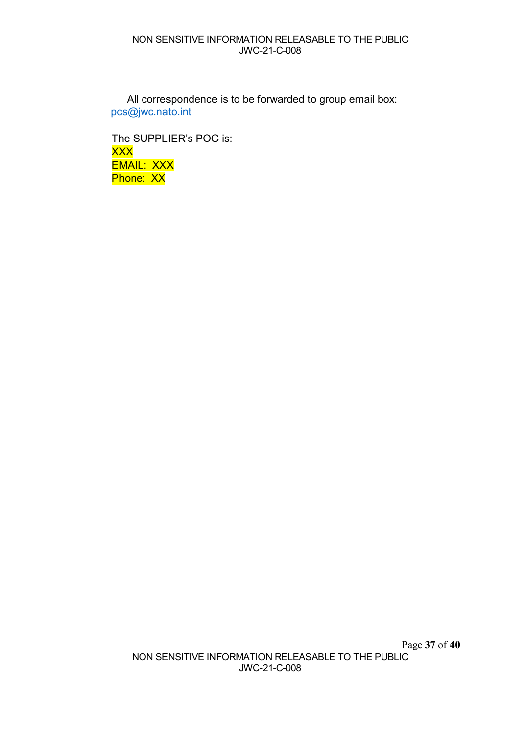All correspondence is to be forwarded to group email box: pcs@jwc.nato.int

The SUPPLIER's POC is:
XXX
EMAIL: XXX
Phone: XX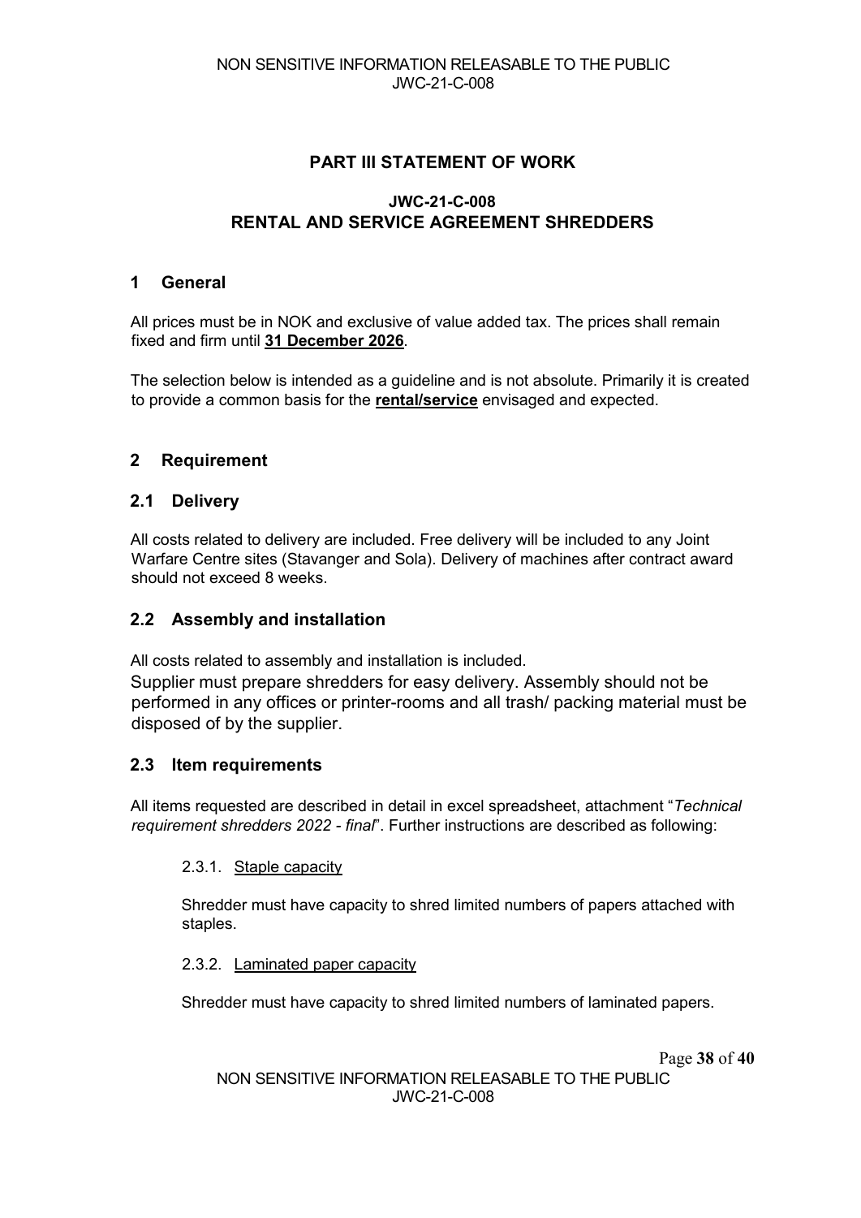# PART III STATEMENT OF WORK

## JWC-21-C-008
## RENTAL AND SERVICE AGREEMENT SHREDDERS

## 1 General

All prices must be in NOK and exclusive of value added tax. The prices shall remain fixed and firm until **31 December 2026**.

The selection below is intended as a guideline and is not absolute. Primarily it is created to provide a common basis for the **rental/service** envisaged and expected.

## 2 Requirement

### 2.1 Delivery

All costs related to delivery are included. Free delivery will be included to any Joint Warfare Centre sites (Stavanger and Sola). Delivery of machines after contract award should not exceed 8 weeks.

### 2.2 Assembly and installation

All costs related to assembly and installation is included.
Supplier must prepare shredders for easy delivery. Assembly should not be performed in any offices or printer-rooms and all trash/ packing material must be disposed of by the supplier.

### 2.3 Item requirements

All items requested are described in detail in excel spreadsheet, attachment "*Technical requirement shredders 2022 - final*". Further instructions are described as following:

2.3.1. Staple capacity

Shredder must have capacity to shred limited numbers of papers attached with staples.

2.3.2. Laminated paper capacity

Shredder must have capacity to shred limited numbers of laminated papers.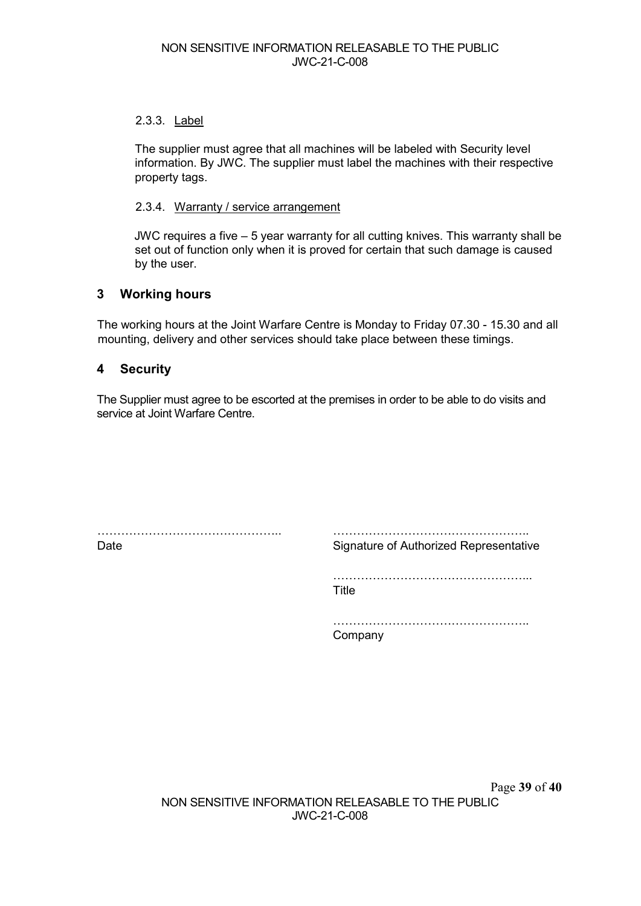#### 2.3.3. Label

The supplier must agree that all machines will be labeled with Security level information. By JWC. The supplier must label the machines with their respective property tags.

#### 2.3.4. Warranty / service arrangement

JWC requires a five – 5 year warranty for all cutting knives. This warranty shall be set out of function only when it is proved for certain that such damage is caused by the user.

## 3 Working hours

The working hours at the Joint Warfare Centre is Monday to Friday 07.30 - 15.30 and all mounting, delivery and other services should take place between these timings.

## 4 Security

The Supplier must agree to be escorted at the premises in order to be able to do visits and service at Joint Warfare Centre.

………………………………………..
Date

…………………………………………..
Signature of Authorized Representative

…………………………………………...
Title

…………………………………………..
Company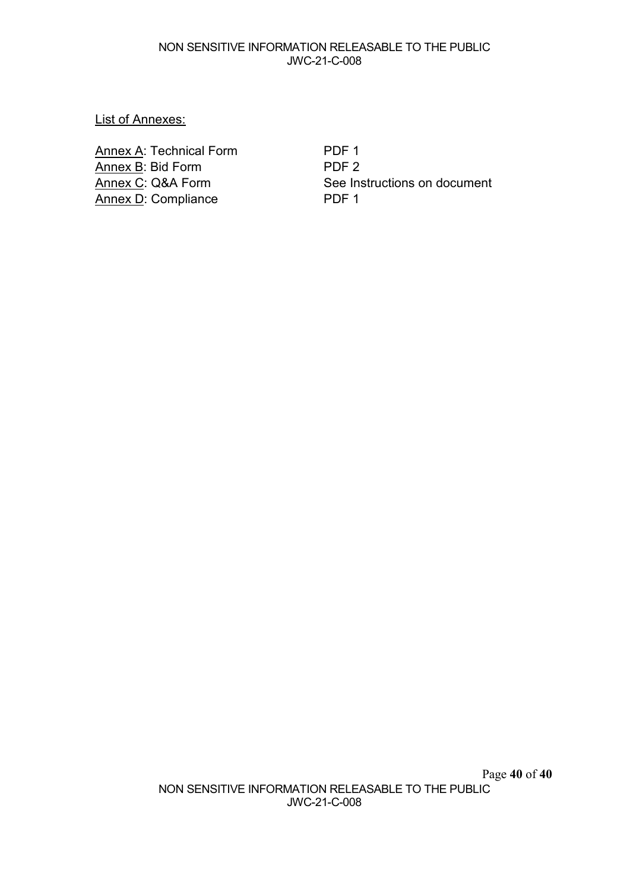List of Annexes:

| | |
|---|---|
| Annex A: Technical Form | PDF 1 |
| Annex B: Bid Form | PDF 2 |
| Annex C: Q&A Form | See Instructions on document |
| Annex D: Compliance | PDF 1 |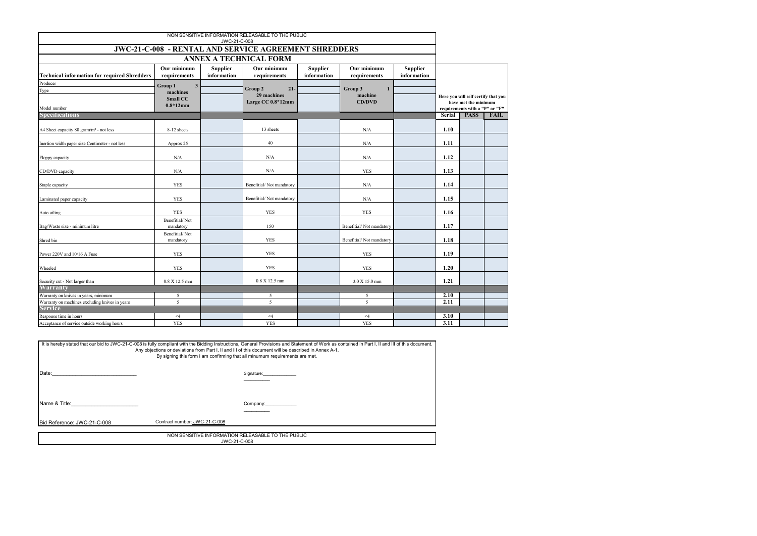NON SENSITIVE INFORMATION RELEASABLE TO THE PUBLIC
JWC-21-C-008

# JWC-21-C-008 - RENTAL AND SERVICE AGREEMENT SHREDDERS

## ANNEX A TECHNICAL FORM

| Technical information for required Shredders | Our minimum requirements | Supplier information | Our minimum requirements | Supplier information | Our minimum requirements | Supplier information | Here you will self certify that you have met the minimum requirements with a "P" or "F" | | |
|---|---|---|---|---|---|---|---|---|---|
| Producer | Group 1 3 machines Small CC 0.8*12mm | | Group 2 21-29 machines Large CC 0.8*12mm | | Group 3 1 machine CD/DVD | | | | |
| Type | | | | | | | | | |
| Model number | | | | | | | | | |
| **Specifications** | | | | | | | **Serial** | **PASS** | **FAIL** |
| A4 Sheet capacity 80 gram/m² - not less | 8-12 sheets | | 13 sheets | | N/A | | 1.10 | | |
| Inertion width paper size Centimeter - not less | Approx 25 | | 40 | | N/A | | 1.11 | | |
| Floppy capacity | N/A | | N/A | | N/A | | 1.12 | | |
| CD/DVD capacity | N/A | | N/A | | YES | | 1.13 | | |
| Staple capacity | YES | | Benefitial/ Not mandatory | | N/A | | 1.14 | | |
| Laminated paper capacity | YES | | Benefitial/ Not mandatory | | N/A | | 1.15 | | |
| Auto oiling | YES | | YES | | YES | | 1.16 | | |
| Bag/Waste size - minimum litre | Benefitial/ Not mandatory | | 150 | | Benefitial/ Not mandatory | | 1.17 | | |
| Shred bin | Benefitial/ Not mandatory | | YES | | Benefitial/ Not mandatory | | 1.18 | | |
| Power 220V and 10/16 A Fuse | YES | | YES | | YES | | 1.19 | | |
| Wheeled | YES | | YES | | YES | | 1.20 | | |
| Security cut - Not larger than | 0.8 X 12.5 mm | | 0.8 X 12.5 mm | | 3.0 X 15.0 mm | | 1.21 | | |
| **Warranty** | | | | | | | | | |
| Warranty on knives in years, minimum | 5 | | 5 | | 5 | | 2.10 | | |
| Warranty on machines excluding knives in years | 5 | | 5 | | 5 | | 2.11 | | |
| **Service** | | | | | | | | | |
| Response time in hours | <4 | | <4 | | <4 | | 3.10 | | |
| Acceptance of service outside working hours | YES | | YES | | YES | | 3.11 | | |

It is hereby stated that our bid to JWC-21-C-008 is fully compliant with the Bidding Instructions, General Provisions and Statement of Work as contained in Part I, II and III of this document.
Any objections or deviations from Part I, II and III of this document will be described in Annex A-1.
By signing this form i am confirming that all minumum requirements are met.

Date:______________________________ Signature:______________

Name & Title:________________________ Company:____________

Bid Reference: JWC-21-C-008 Contract number: JWC-21-C-008

NON SENSITIVE INFORMATION RELEASABLE TO THE PUBLIC
JWC-21-C-008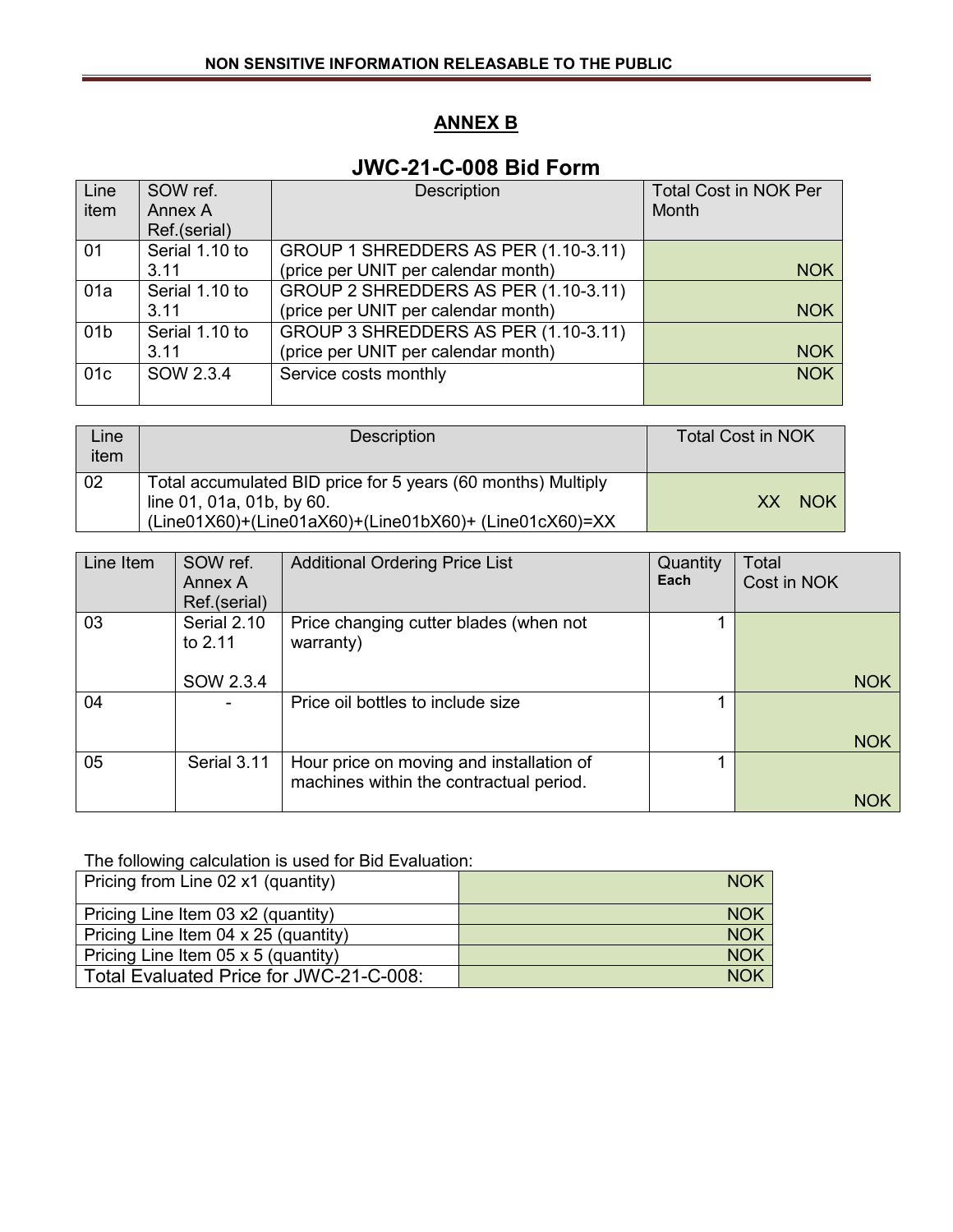## ANNEX B

## JWC-21-C-008 Bid Form

| Line item | SOW ref. Annex A Ref.(serial) | Description | Total Cost in NOK Per Month |
|---|---|---|---|
| 01 | Serial 1.10 to 3.11 | GROUP 1 SHREDDERS AS PER (1.10-3.11) (price per UNIT per calendar month) | NOK |
| 01a | Serial 1.10 to 3.11 | GROUP 2 SHREDDERS AS PER (1.10-3.11) (price per UNIT per calendar month) | NOK |
| 01b | Serial 1.10 to 3.11 | GROUP 3 SHREDDERS AS PER (1.10-3.11) (price per UNIT per calendar month) | NOK |
| 01c | SOW 2.3.4 | Service costs monthly | NOK |

| Line item | Description | Total Cost in NOK |
|---|---|---|
| 02 | Total accumulated BID price for 5 years (60 months) Multiply line 01, 01a, 01b, by 60. (Line01X60)+(Line01aX60)+(Line01bX60)+ (Line01cX60)=XX | XX NOK |

| Line Item | SOW ref. Annex A Ref.(serial) | Additional Ordering Price List | Quantity Each | Total Cost in NOK |
|---|---|---|---|---|
| 03 | Serial 2.10 to 2.11<br><br>SOW 2.3.4 | Price changing cutter blades (when not warranty) | 1 | NOK |
| 04 | - | Price oil bottles to include size | 1 | NOK |
| 05 | Serial 3.11 | Hour price on moving and installation of machines within the contractual period. | 1 | NOK |

The following calculation is used for Bid Evaluation:

| | |
|---|---|
| Pricing from Line 02 x1 (quantity) | NOK |
| Pricing Line Item 03 x2 (quantity) | NOK |
| Pricing Line Item 04 x 25 (quantity) | NOK |
| Pricing Line Item 05 x 5 (quantity) | NOK |
| Total Evaluated Price for JWC-21-C-008: | NOK |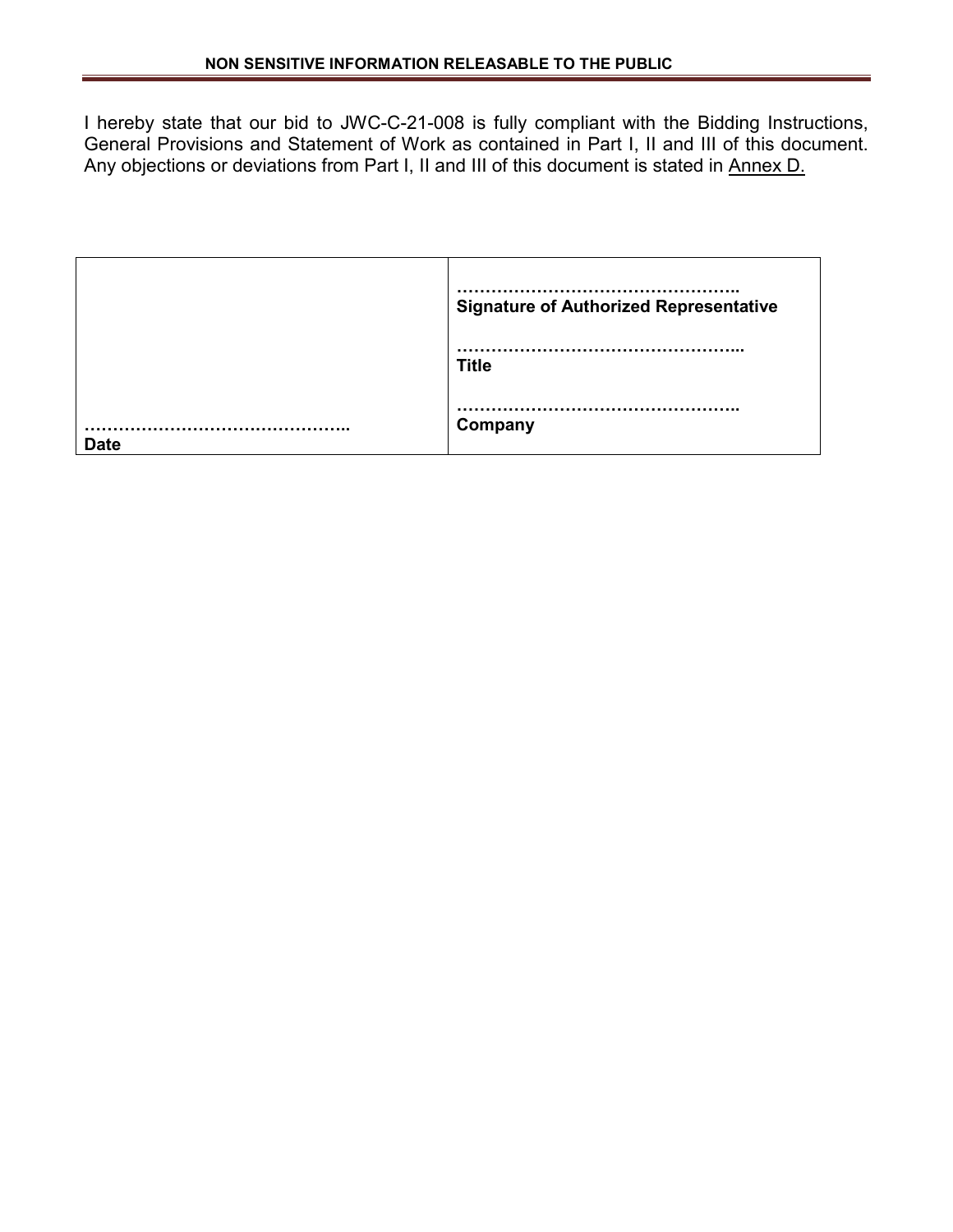I hereby state that our bid to JWC-C-21-008 is fully compliant with the Bidding Instructions, General Provisions and Statement of Work as contained in Part I, II and III of this document. Any objections or deviations from Part I, II and III of this document is stated in Annex D.

| | |
|---|---|
| | …………………………………………. **Signature of Authorized Representative** |
| | ………………………………………….. **Title** |
| ……………………………………….. **Date** | …………………………………………. **Company** |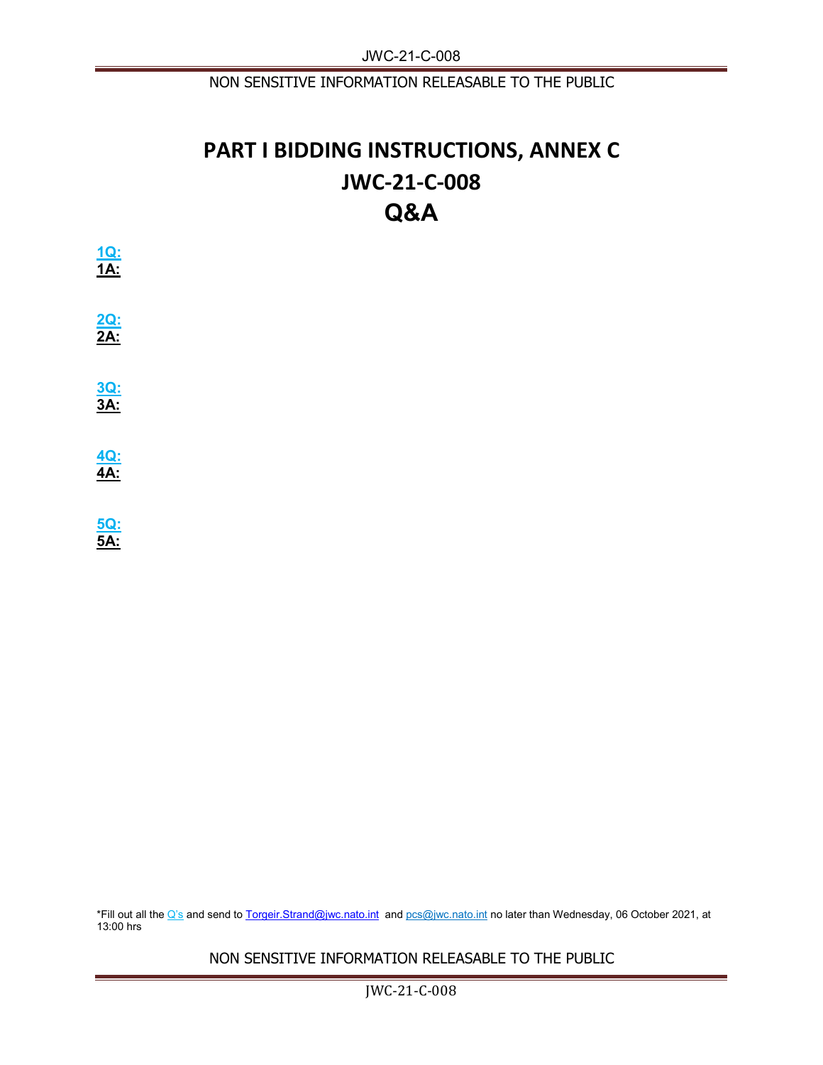# PART I BIDDING INSTRUCTIONS, ANNEX C
# JWC-21-C-008
# Q&A

**1Q:**
**1A:**

**2Q:**
**2A:**

**3Q:**
**3A:**

**4Q:**
**4A:**

**5Q:**
**5A:**

*Fill out all the Q's and send to Torgeir.Strand@jwc.nato.int and pcs@jwc.nato.int no later than Wednesday, 06 October 2021, at 13:00 hrs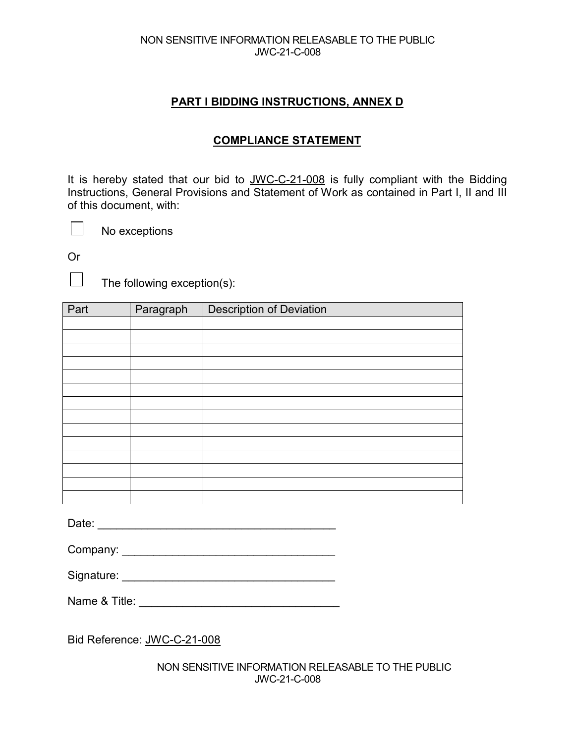## PART I BIDDING INSTRUCTIONS, ANNEX D

## COMPLIANCE STATEMENT

It is hereby stated that our bid to JWC-C-21-008 is fully compliant with the Bidding Instructions, General Provisions and Statement of Work as contained in Part I, II and III of this document, with:

☐ No exceptions

Or

☐ The following exception(s):

| Part | Paragraph | Description of Deviation |
|---|---|---|
| | | |
| | | |
| | | |
| | | |
| | | |
| | | |
| | | |
| | | |
| | | |
| | | |
| | | |
| | | |
| | | |
| | | |

Date: ______________________________________

Company: ___________________________________

Signature: ___________________________________

Name & Title: ________________________________

Bid Reference: JWC-C-21-008